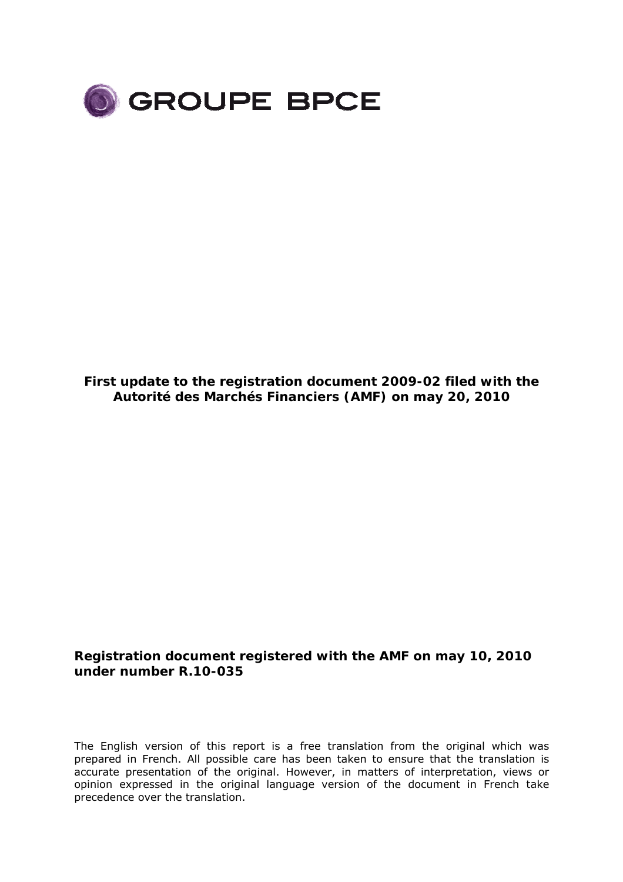# GROUPE BPCE

**First update to the registration document 2009-02 filed with the Autorité des Marchés Financiers (AMF) on may 20, 2010**

**Registration document registered with the AMF on may 10, 2010 under number R.10-035**

The English version of this report is a free translation from the original which was prepared in French. All possible care has been taken to ensure that the translation is accurate presentation of the original. However, in matters of interpretation, views or opinion expressed in the original language version of the document in French take precedence over the translation.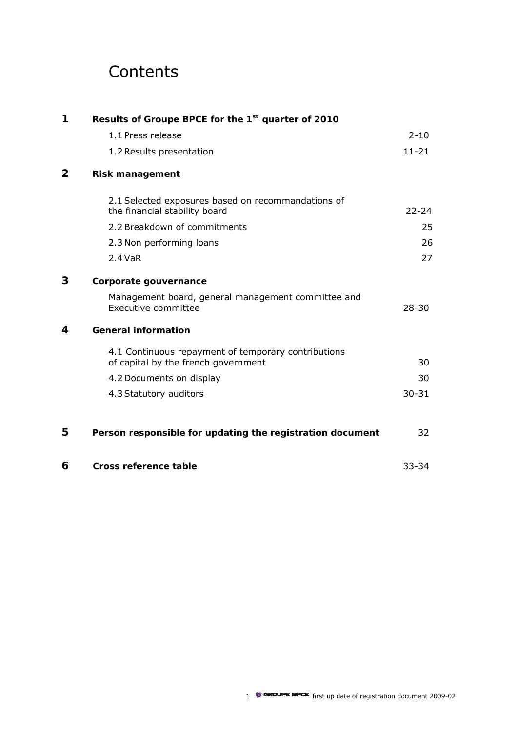# Contents

| | | |
|---|---|---|
| **1** | **Results of Groupe BPCE for the 1st quarter of 2010** | |
| | 1.1 Press release | 2-10 |
| | 1.2 Results presentation | 11-21 |
| **2** | **Risk management** | |
| | 2.1 Selected exposures based on recommandations of the financial stability board | 22-24 |
| | 2.2 Breakdown of commitments | 25 |
| | 2.3 Non performing loans | 26 |
| | 2.4 VaR | 27 |
| **3** | **Corporate gouvernance** | |
| | Management board, general management committee and Executive committee | 28-30 |
| **4** | **General information** | |
| | 4.1 Continuous repayment of temporary contributions of capital by the french government | 30 |
| | 4.2 Documents on display | 30 |
| | 4.3 Statutory auditors | 30-31 |
| **5** | **Person responsible for updating the registration document** | 32 |
| **6** | **Cross reference table** | 33-34 |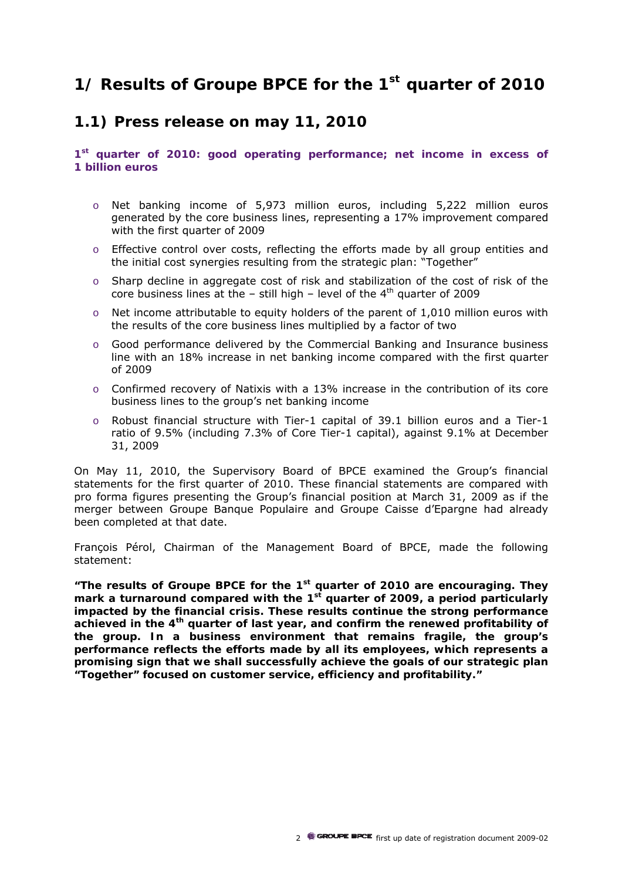# 1/ Results of Groupe BPCE for the 1st quarter of 2010

## 1.1) Press release on may 11, 2010

**1st quarter of 2010: good operating performance; net income in excess of 1 billion euros**

- Net banking income of 5,973 million euros, including 5,222 million euros generated by the core business lines, representing a 17% improvement compared with the first quarter of 2009
- Effective control over costs, reflecting the efforts made by all group entities and the initial cost synergies resulting from the strategic plan: "Together"
- Sharp decline in aggregate cost of risk and stabilization of the cost of risk of the core business lines at the – still high – level of the 4th quarter of 2009
- Net income attributable to equity holders of the parent of 1,010 million euros with the results of the core business lines multiplied by a factor of two
- Good performance delivered by the Commercial Banking and Insurance business line with an 18% increase in net banking income compared with the first quarter of 2009
- Confirmed recovery of Natixis with a 13% increase in the contribution of its core business lines to the group's net banking income
- Robust financial structure with Tier-1 capital of 39.1 billion euros and a Tier-1 ratio of 9.5% (including 7.3% of Core Tier-1 capital), against 9.1% at December 31, 2009

On May 11, 2010, the Supervisory Board of BPCE examined the Group's financial statements for the first quarter of 2010. These financial statements are compared with pro forma figures presenting the Group's financial position at March 31, 2009 as if the merger between Groupe Banque Populaire and Groupe Caisse d'Epargne had already been completed at that date.

François Pérol, Chairman of the Management Board of BPCE, made the following statement:

**"The results of Groupe BPCE for the 1st quarter of 2010 are encouraging. They mark a turnaround compared with the 1st quarter of 2009, a period particularly impacted by the financial crisis. These results continue the strong performance achieved in the 4th quarter of last year, and confirm the renewed profitability of the group. In a business environment that remains fragile, the group's performance reflects the efforts made by all its employees, which represents a promising sign that we shall successfully achieve the goals of our strategic plan "Together" focused on customer service, efficiency and profitability."**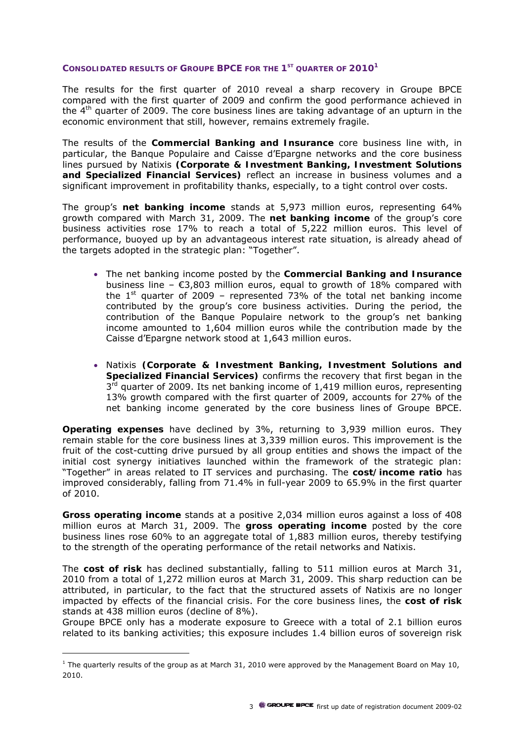### CONSOLIDATED RESULTS OF GROUPE BPCE FOR THE 1ST QUARTER OF 2010[1]

The results for the first quarter of 2010 reveal a sharp recovery in Groupe BPCE compared with the first quarter of 2009 and confirm the good performance achieved in the 4th quarter of 2009. The core business lines are taking advantage of an upturn in the economic environment that still, however, remains extremely fragile.

The results of the **Commercial Banking and Insurance** core business line with, in particular, the Banque Populaire and Caisse d'Epargne networks and the core business lines pursued by Natixis **(Corporate & Investment Banking, Investment Solutions and Specialized Financial Services)** reflect an increase in business volumes and a significant improvement in profitability thanks, especially, to a tight control over costs.

The group's **net banking income** stands at 5,973 million euros, representing 64% growth compared with March 31, 2009. The **net banking income** of the group's core business activities rose 17% to reach a total of 5,222 million euros. This level of performance, buoyed up by an advantageous interest rate situation, is already ahead of the targets adopted in the strategic plan: "Together".

- The net banking income posted by the **Commercial Banking and Insurance** business line – €3,803 million euros, equal to growth of 18% compared with the 1st quarter of 2009 – represented 73% of the total net banking income contributed by the group's core business activities. During the period, the contribution of the Banque Populaire network to the group's net banking income amounted to 1,604 million euros while the contribution made by the Caisse d'Epargne network stood at 1,643 million euros.

- Natixis **(Corporate & Investment Banking, Investment Solutions and Specialized Financial Services)** confirms the recovery that first began in the 3rd quarter of 2009. Its net banking income of 1,419 million euros, representing 13% growth compared with the first quarter of 2009, accounts for 27% of the net banking income generated by the core business lines of Groupe BPCE.

**Operating expenses** have declined by 3%, returning to 3,939 million euros. They remain stable for the core business lines at 3,339 million euros. This improvement is the fruit of the cost-cutting drive pursued by all group entities and shows the impact of the initial cost synergy initiatives launched within the framework of the strategic plan: "Together" in areas related to IT services and purchasing. The **cost/income ratio** has improved considerably, falling from 71.4% in full-year 2009 to 65.9% in the first quarter of 2010.

**Gross operating income** stands at a positive 2,034 million euros against a loss of 408 million euros at March 31, 2009. The **gross operating income** posted by the core business lines rose 60% to an aggregate total of 1,883 million euros, thereby testifying to the strength of the operating performance of the retail networks and Natixis.

The **cost of risk** has declined substantially, falling to 511 million euros at March 31, 2010 from a total of 1,272 million euros at March 31, 2009. This sharp reduction can be attributed, in particular, to the fact that the structured assets of Natixis are no longer impacted by effects of the financial crisis. For the core business lines, the **cost of risk** stands at 438 million euros (decline of 8%).
Groupe BPCE only has a moderate exposure to Greece with a total of 2.1 billion euros related to its banking activities; this exposure includes 1.4 billion euros of sovereign risk

[1] The quarterly results of the group as at March 31, 2010 were approved by the Management Board on May 10, 2010.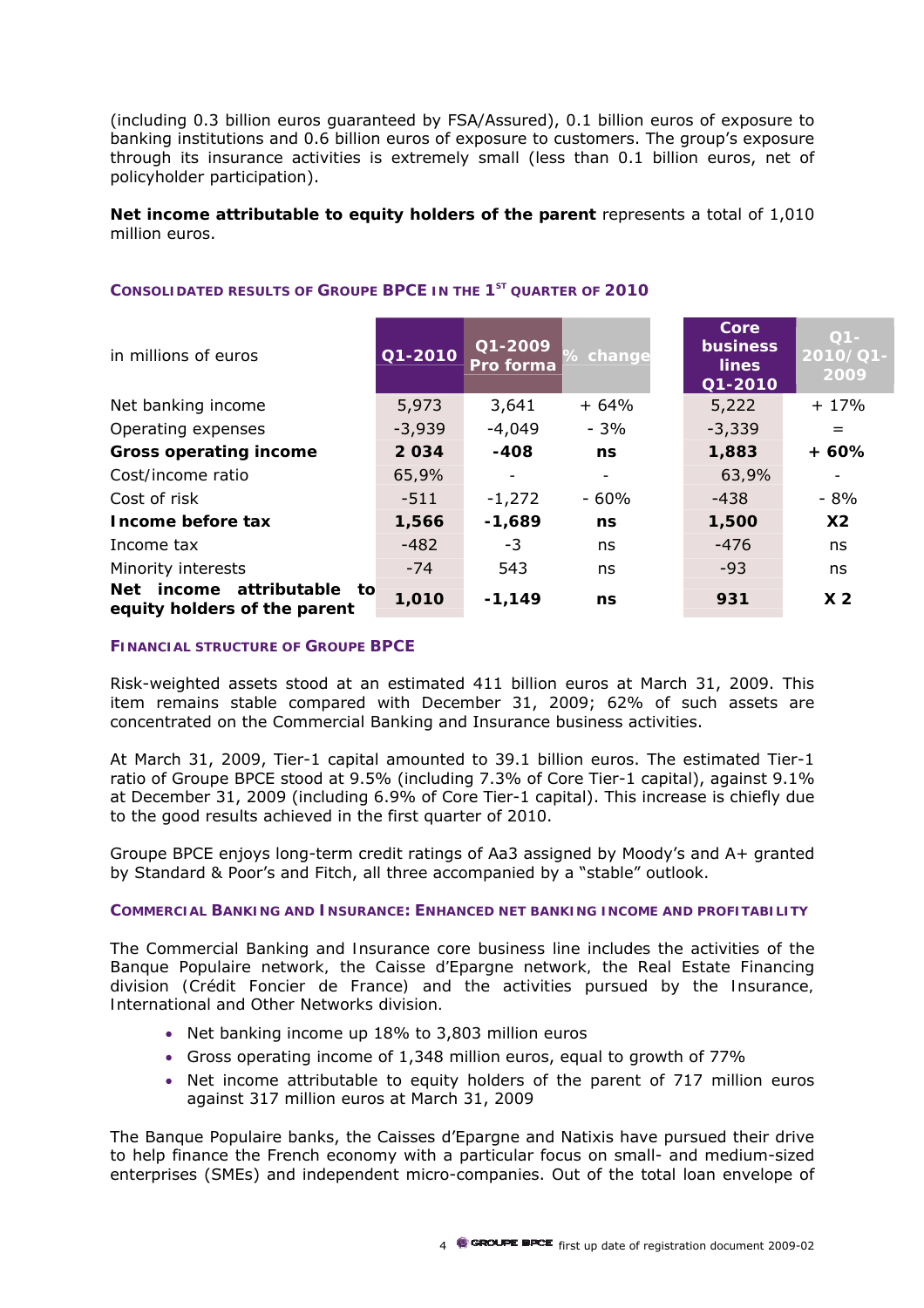(including 0.3 billion euros guaranteed by FSA/Assured), 0.1 billion euros of exposure to banking institutions and 0.6 billion euros of exposure to customers. The group's exposure through its insurance activities is extremely small (less than 0.1 billion euros, net of policyholder participation).

**Net income attributable to equity holders of the parent** represents a total of 1,010 million euros.

### CONSOLIDATED RESULTS OF GROUPE BPCE IN THE 1ST QUARTER OF 2010

| in millions of euros | Q1-2010 | Q1-2009 Pro forma | % change | Core business lines Q1-2010 | Q1-2010/Q1-2009 |
|---|---|---|---|---|---|
| Net banking income | 5,973 | 3,641 | + 64% | 5,222 | + 17% |
| Operating expenses | -3,939 | -4,049 | - 3% | -3,339 | = |
| **Gross operating income** | **2 034** | **-408** | **ns** | **1,883** | **+ 60%** |
| Cost/income ratio | 65,9% | - | - | 63,9% | - |
| Cost of risk | -511 | -1,272 | - 60% | -438 | - 8% |
| **Income before tax** | **1,566** | **-1,689** | **ns** | **1,500** | **X2** |
| Income tax | -482 | -3 | ns | -476 | ns |
| Minority interests | -74 | 543 | ns | -93 | ns |
| **Net income attributable to equity holders of the parent** | **1,010** | **-1,149** | **ns** | **931** | **X 2** |

### FINANCIAL STRUCTURE OF GROUPE BPCE

Risk-weighted assets stood at an estimated 411 billion euros at March 31, 2009. This item remains stable compared with December 31, 2009; 62% of such assets are concentrated on the Commercial Banking and Insurance business activities.

At March 31, 2009, Tier-1 capital amounted to 39.1 billion euros. The estimated Tier-1 ratio of Groupe BPCE stood at 9.5% (including 7.3% of Core Tier-1 capital), against 9.1% at December 31, 2009 (including 6.9% of Core Tier-1 capital). This increase is chiefly due to the good results achieved in the first quarter of 2010.

Groupe BPCE enjoys long-term credit ratings of Aa3 assigned by Moody's and A+ granted by Standard & Poor's and Fitch, all three accompanied by a "stable" outlook.

### COMMERCIAL BANKING AND INSURANCE: ENHANCED NET BANKING INCOME AND PROFITABILITY

The Commercial Banking and Insurance core business line includes the activities of the Banque Populaire network, the Caisse d'Epargne network, the Real Estate Financing division (Crédit Foncier de France) and the activities pursued by the Insurance, International and Other Networks division.

- Net banking income up 18% to 3,803 million euros
- Gross operating income of 1,348 million euros, equal to growth of 77%
- Net income attributable to equity holders of the parent of 717 million euros against 317 million euros at March 31, 2009

The Banque Populaire banks, the Caisses d'Epargne and Natixis have pursued their drive to help finance the French economy with a particular focus on small- and medium-sized enterprises (SMEs) and independent micro-companies. Out of the total loan envelope of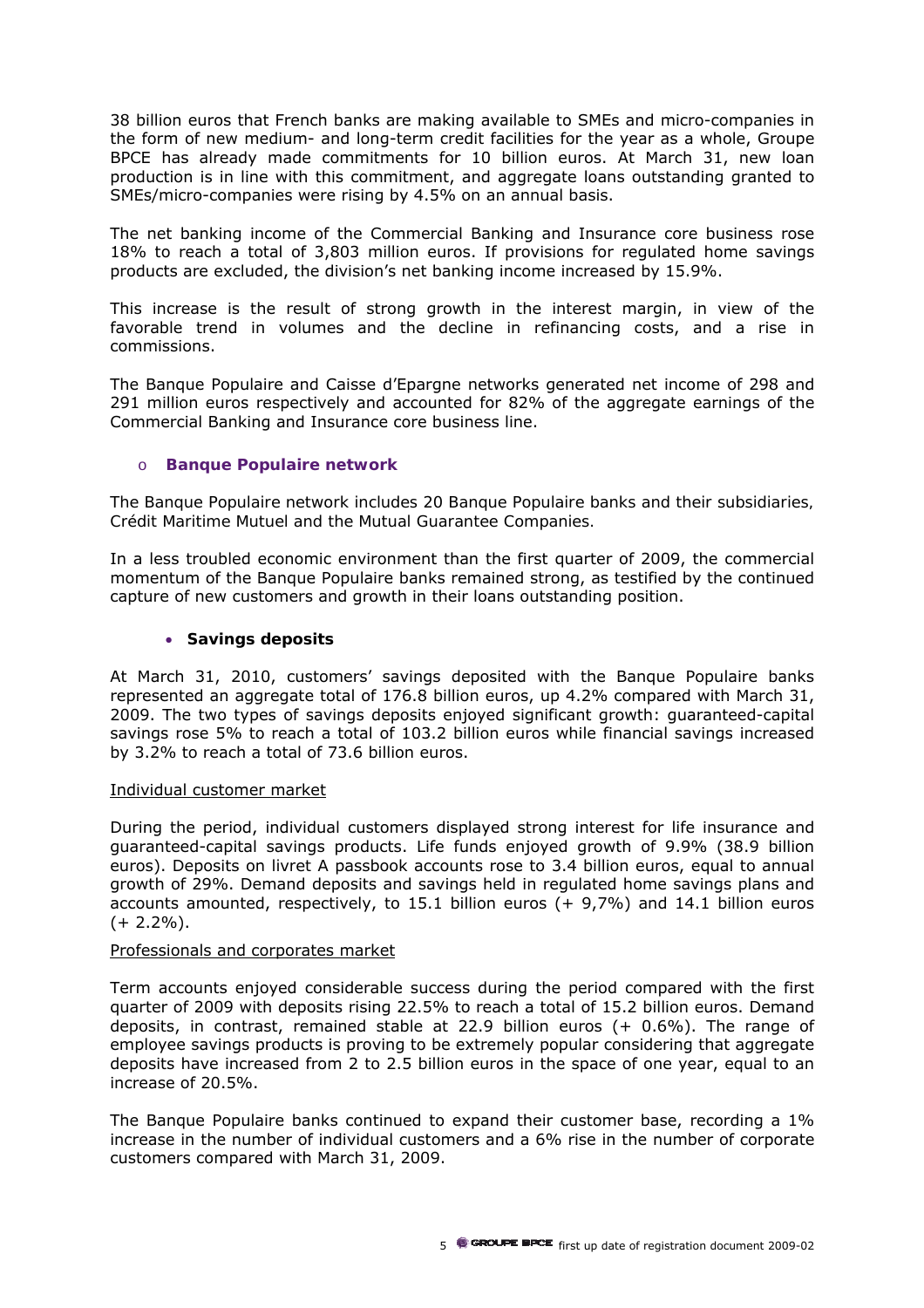38 billion euros that French banks are making available to SMEs and micro-companies in the form of new medium- and long-term credit facilities for the year as a whole, Groupe BPCE has already made commitments for 10 billion euros. At March 31, new loan production is in line with this commitment, and aggregate loans outstanding granted to SMEs/micro-companies were rising by 4.5% on an annual basis.

The net banking income of the Commercial Banking and Insurance core business rose 18% to reach a total of 3,803 million euros. If provisions for regulated home savings products are excluded, the division's net banking income increased by 15.9%.

This increase is the result of strong growth in the interest margin, in view of the favorable trend in volumes and the decline in refinancing costs, and a rise in commissions.

The Banque Populaire and Caisse d'Epargne networks generated net income of 298 and 291 million euros respectively and accounted for 82% of the aggregate earnings of the Commercial Banking and Insurance core business line.

- **Banque Populaire network**

The Banque Populaire network includes 20 Banque Populaire banks and their subsidiaries, Crédit Maritime Mutuel and the Mutual Guarantee Companies.

In a less troubled economic environment than the first quarter of 2009, the commercial momentum of the Banque Populaire banks remained strong, as testified by the continued capture of new customers and growth in their loans outstanding position.

- **Savings deposits**

At March 31, 2010, customers' savings deposited with the Banque Populaire banks represented an aggregate total of 176.8 billion euros, up 4.2% compared with March 31, 2009. The two types of savings deposits enjoyed significant growth: guaranteed-capital savings rose 5% to reach a total of 103.2 billion euros while financial savings increased by 3.2% to reach a total of 73.6 billion euros.

Individual customer market

During the period, individual customers displayed strong interest for life insurance and guaranteed-capital savings products. Life funds enjoyed growth of 9.9% (38.9 billion euros). Deposits on livret A passbook accounts rose to 3.4 billion euros, equal to annual growth of 29%. Demand deposits and savings held in regulated home savings plans and accounts amounted, respectively, to 15.1 billion euros (+ 9,7%) and 14.1 billion euros (+ 2.2%).

Professionals and corporates market

Term accounts enjoyed considerable success during the period compared with the first quarter of 2009 with deposits rising 22.5% to reach a total of 15.2 billion euros. Demand deposits, in contrast, remained stable at 22.9 billion euros (+ 0.6%). The range of employee savings products is proving to be extremely popular considering that aggregate deposits have increased from 2 to 2.5 billion euros in the space of one year, equal to an increase of 20.5%.

The Banque Populaire banks continued to expand their customer base, recording a 1% increase in the number of individual customers and a 6% rise in the number of corporate customers compared with March 31, 2009.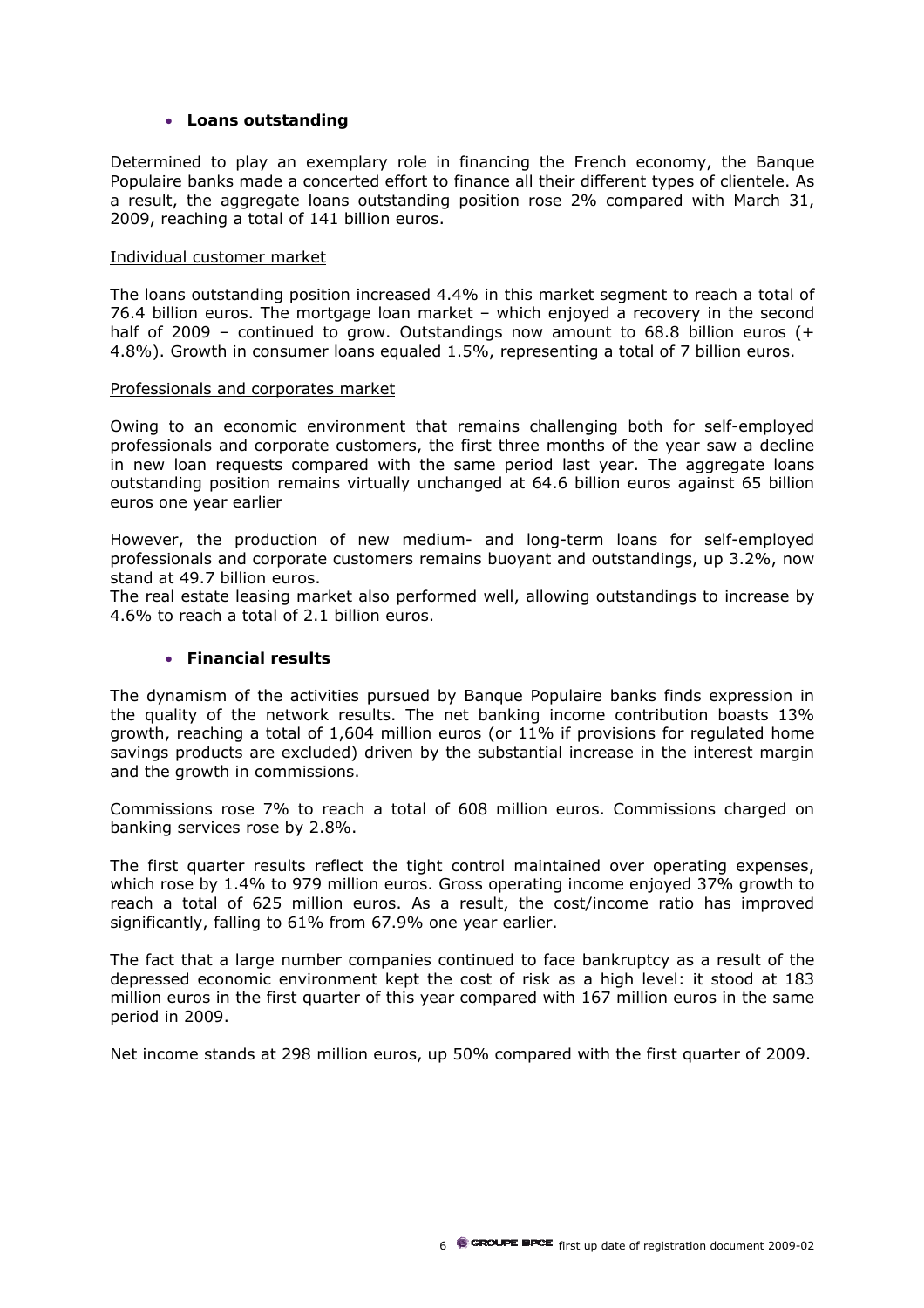- **Loans outstanding**

Determined to play an exemplary role in financing the French economy, the Banque Populaire banks made a concerted effort to finance all their different types of clientele. As a result, the aggregate loans outstanding position rose 2% compared with March 31, 2009, reaching a total of 141 billion euros.

Individual customer market

The loans outstanding position increased 4.4% in this market segment to reach a total of 76.4 billion euros. The mortgage loan market – which enjoyed a recovery in the second half of 2009 – continued to grow. Outstandings now amount to 68.8 billion euros (+ 4.8%). Growth in consumer loans equaled 1.5%, representing a total of 7 billion euros.

Professionals and corporates market

Owing to an economic environment that remains challenging both for self-employed professionals and corporate customers, the first three months of the year saw a decline in new loan requests compared with the same period last year. The aggregate loans outstanding position remains virtually unchanged at 64.6 billion euros against 65 billion euros one year earlier

However, the production of new medium- and long-term loans for self-employed professionals and corporate customers remains buoyant and outstandings, up 3.2%, now stand at 49.7 billion euros.

The real estate leasing market also performed well, allowing outstandings to increase by 4.6% to reach a total of 2.1 billion euros.

- **Financial results**

The dynamism of the activities pursued by Banque Populaire banks finds expression in the quality of the network results. The net banking income contribution boasts 13% growth, reaching a total of 1,604 million euros (or 11% if provisions for regulated home savings products are excluded) driven by the substantial increase in the interest margin and the growth in commissions.

Commissions rose 7% to reach a total of 608 million euros. Commissions charged on banking services rose by 2.8%.

The first quarter results reflect the tight control maintained over operating expenses, which rose by 1.4% to 979 million euros. Gross operating income enjoyed 37% growth to reach a total of 625 million euros. As a result, the cost/income ratio has improved significantly, falling to 61% from 67.9% one year earlier.

The fact that a large number companies continued to face bankruptcy as a result of the depressed economic environment kept the cost of risk as a high level: it stood at 183 million euros in the first quarter of this year compared with 167 million euros in the same period in 2009.

Net income stands at 298 million euros, up 50% compared with the first quarter of 2009.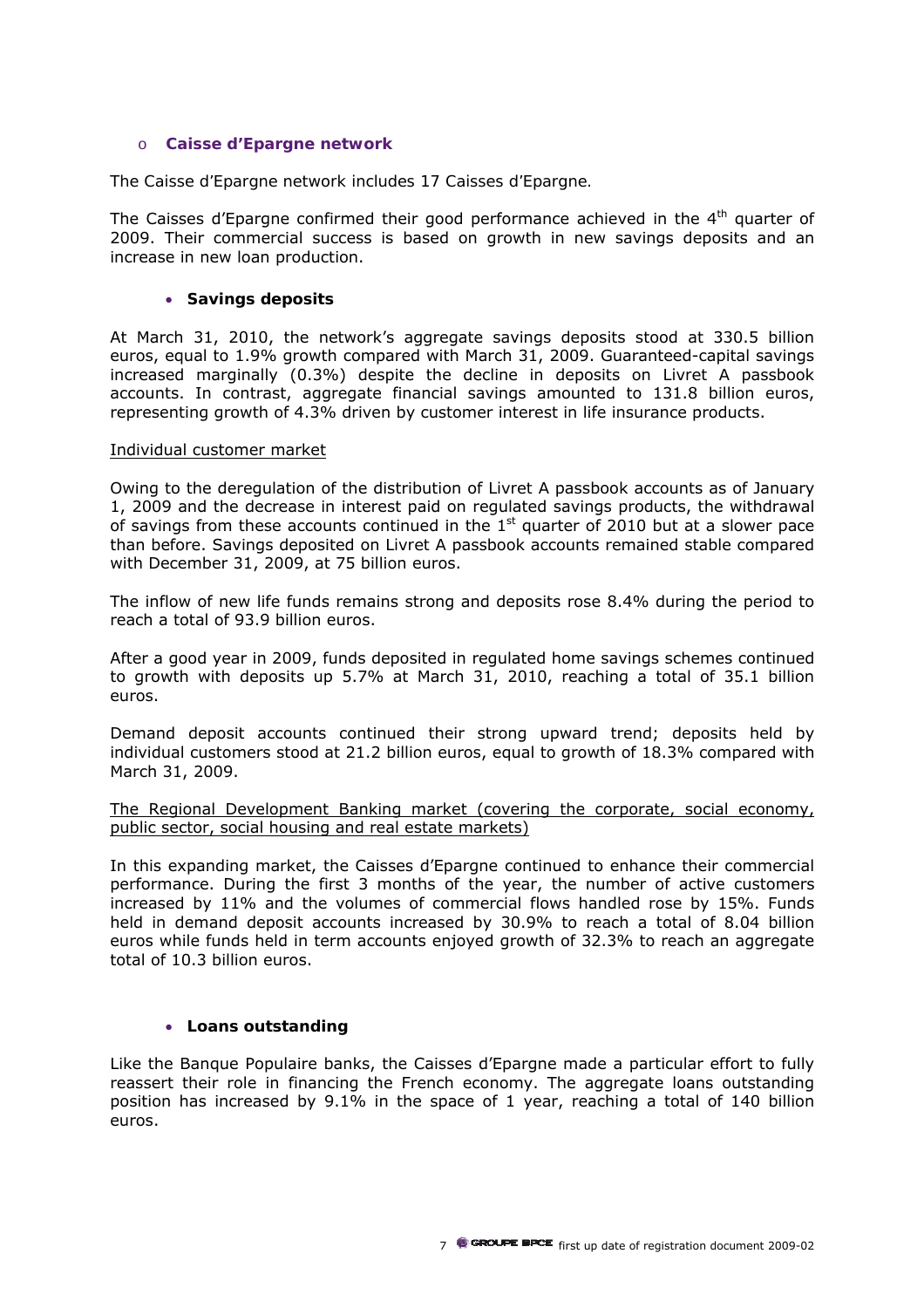- **Caisse d'Epargne network**

The Caisse d'Epargne network includes 17 Caisses d'Epargne.

The Caisses d'Epargne confirmed their good performance achieved in the 4th quarter of 2009. Their commercial success is based on growth in new savings deposits and an increase in new loan production.

- **Savings deposits**

At March 31, 2010, the network's aggregate savings deposits stood at 330.5 billion euros, equal to 1.9% growth compared with March 31, 2009. Guaranteed-capital savings increased marginally (0.3%) despite the decline in deposits on Livret A passbook accounts. In contrast, aggregate financial savings amounted to 131.8 billion euros, representing growth of 4.3% driven by customer interest in life insurance products.

Individual customer market

Owing to the deregulation of the distribution of Livret A passbook accounts as of January 1, 2009 and the decrease in interest paid on regulated savings products, the withdrawal of savings from these accounts continued in the 1st quarter of 2010 but at a slower pace than before. Savings deposited on Livret A passbook accounts remained stable compared with December 31, 2009, at 75 billion euros.

The inflow of new life funds remains strong and deposits rose 8.4% during the period to reach a total of 93.9 billion euros.

After a good year in 2009, funds deposited in regulated home savings schemes continued to growth with deposits up 5.7% at March 31, 2010, reaching a total of 35.1 billion euros.

Demand deposit accounts continued their strong upward trend; deposits held by individual customers stood at 21.2 billion euros, equal to growth of 18.3% compared with March 31, 2009.

The Regional Development Banking market (covering the corporate, social economy, public sector, social housing and real estate markets)

In this expanding market, the Caisses d'Epargne continued to enhance their commercial performance. During the first 3 months of the year, the number of active customers increased by 11% and the volumes of commercial flows handled rose by 15%. Funds held in demand deposit accounts increased by 30.9% to reach a total of 8.04 billion euros while funds held in term accounts enjoyed growth of 32.3% to reach an aggregate total of 10.3 billion euros.

- **Loans outstanding**

Like the Banque Populaire banks, the Caisses d'Epargne made a particular effort to fully reassert their role in financing the French economy. The aggregate loans outstanding position has increased by 9.1% in the space of 1 year, reaching a total of 140 billion euros.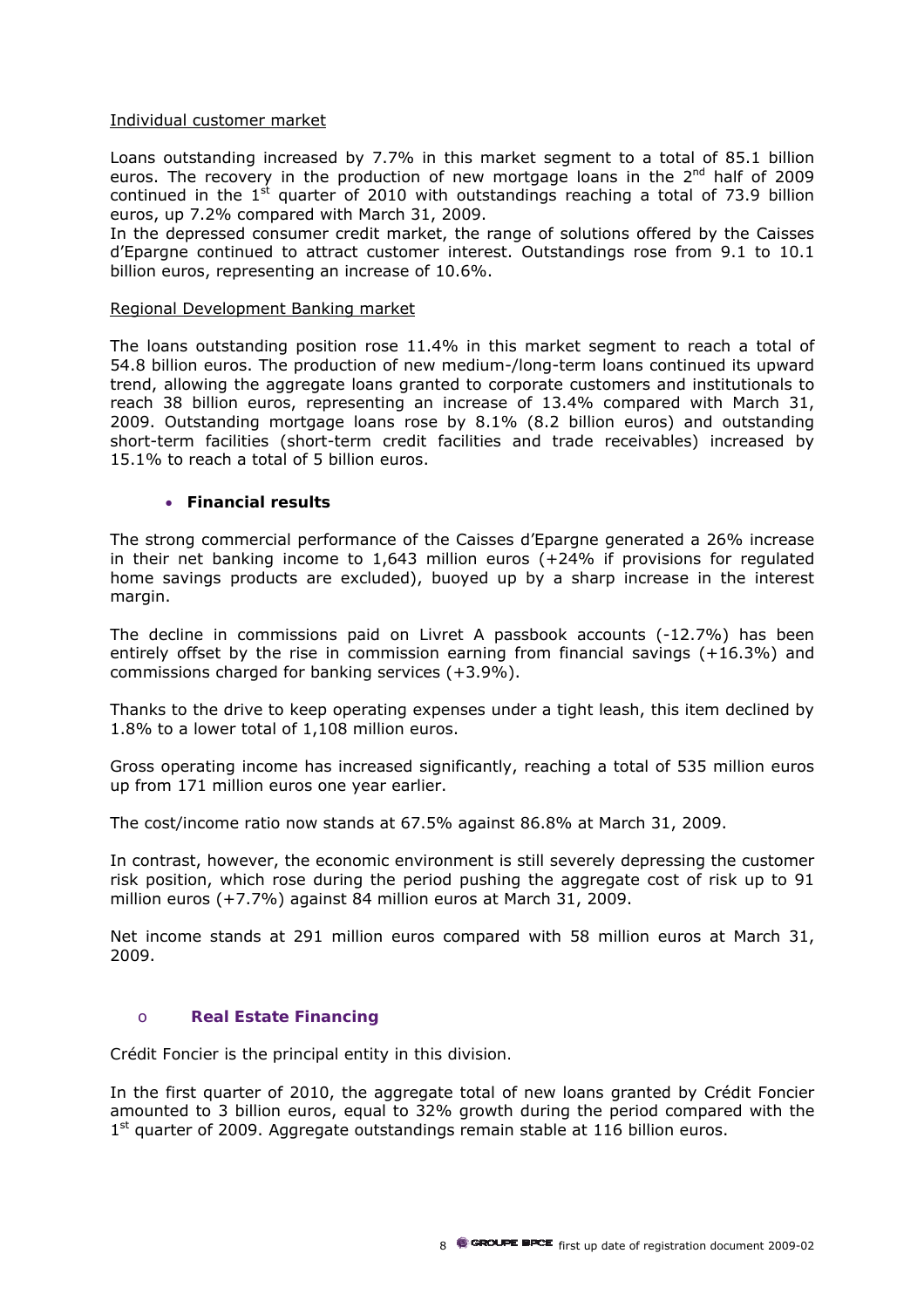Individual customer market

Loans outstanding increased by 7.7% in this market segment to a total of 85.1 billion euros. The recovery in the production of new mortgage loans in the 2nd half of 2009 continued in the 1st quarter of 2010 with outstandings reaching a total of 73.9 billion euros, up 7.2% compared with March 31, 2009.

In the depressed consumer credit market, the range of solutions offered by the Caisses d'Epargne continued to attract customer interest. Outstandings rose from 9.1 to 10.1 billion euros, representing an increase of 10.6%.

Regional Development Banking market

The loans outstanding position rose 11.4% in this market segment to reach a total of 54.8 billion euros. The production of new medium-/long-term loans continued its upward trend, allowing the aggregate loans granted to corporate customers and institutionals to reach 38 billion euros, representing an increase of 13.4% compared with March 31, 2009. Outstanding mortgage loans rose by 8.1% (8.2 billion euros) and outstanding short-term facilities (short-term credit facilities and trade receivables) increased by 15.1% to reach a total of 5 billion euros.

- **Financial results**

The strong commercial performance of the Caisses d'Epargne generated a 26% increase in their net banking income to 1,643 million euros (+24% if provisions for regulated home savings products are excluded), buoyed up by a sharp increase in the interest margin.

The decline in commissions paid on Livret A passbook accounts (-12.7%) has been entirely offset by the rise in commission earning from financial savings (+16.3%) and commissions charged for banking services (+3.9%).

Thanks to the drive to keep operating expenses under a tight leash, this item declined by 1.8% to a lower total of 1,108 million euros.

Gross operating income has increased significantly, reaching a total of 535 million euros up from 171 million euros one year earlier.

The cost/income ratio now stands at 67.5% against 86.8% at March 31, 2009.

In contrast, however, the economic environment is still severely depressing the customer risk position, which rose during the period pushing the aggregate cost of risk up to 91 million euros (+7.7%) against 84 million euros at March 31, 2009.

Net income stands at 291 million euros compared with 58 million euros at March 31, 2009.

- **Real Estate Financing**

Crédit Foncier is the principal entity in this division.

In the first quarter of 2010, the aggregate total of new loans granted by Crédit Foncier amounted to 3 billion euros, equal to 32% growth during the period compared with the 1st quarter of 2009. Aggregate outstandings remain stable at 116 billion euros.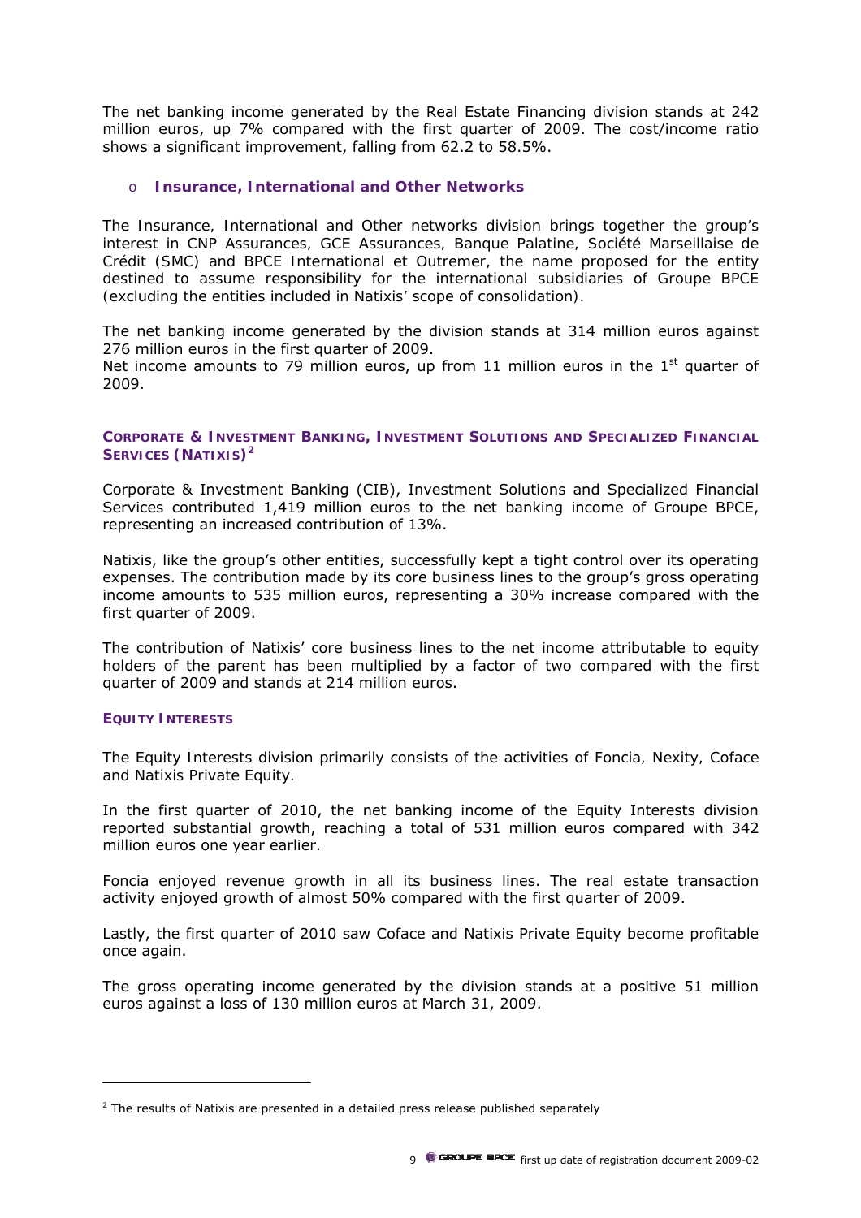The net banking income generated by the Real Estate Financing division stands at 242 million euros, up 7% compared with the first quarter of 2009. The cost/income ratio shows a significant improvement, falling from 62.2 to 58.5%.

- **Insurance, International and Other Networks**

The Insurance, International and Other networks division brings together the group's interest in CNP Assurances, GCE Assurances, Banque Palatine, Société Marseillaise de Crédit (SMC) and BPCE International et Outremer, the name proposed for the entity destined to assume responsibility for the international subsidiaries of Groupe BPCE (excluding the entities included in Natixis' scope of consolidation).

The net banking income generated by the division stands at 314 million euros against 276 million euros in the first quarter of 2009.
Net income amounts to 79 million euros, up from 11 million euros in the 1st quarter of 2009.

### CORPORATE & INVESTMENT BANKING, INVESTMENT SOLUTIONS AND SPECIALIZED FINANCIAL SERVICES (NATIXIS)[2]

Corporate & Investment Banking (CIB), Investment Solutions and Specialized Financial Services contributed 1,419 million euros to the net banking income of Groupe BPCE, representing an increased contribution of 13%.

Natixis, like the group's other entities, successfully kept a tight control over its operating expenses. The contribution made by its core business lines to the group's gross operating income amounts to 535 million euros, representing a 30% increase compared with the first quarter of 2009.

The contribution of Natixis' core business lines to the net income attributable to equity holders of the parent has been multiplied by a factor of two compared with the first quarter of 2009 and stands at 214 million euros.

### EQUITY INTERESTS

The Equity Interests division primarily consists of the activities of Foncia, Nexity, Coface and Natixis Private Equity.

In the first quarter of 2010, the net banking income of the Equity Interests division reported substantial growth, reaching a total of 531 million euros compared with 342 million euros one year earlier.

Foncia enjoyed revenue growth in all its business lines. The real estate transaction activity enjoyed growth of almost 50% compared with the first quarter of 2009.

Lastly, the first quarter of 2010 saw Coface and Natixis Private Equity become profitable once again.

The gross operating income generated by the division stands at a positive 51 million euros against a loss of 130 million euros at March 31, 2009.

---

[2] The results of Natixis are presented in a detailed press release published separately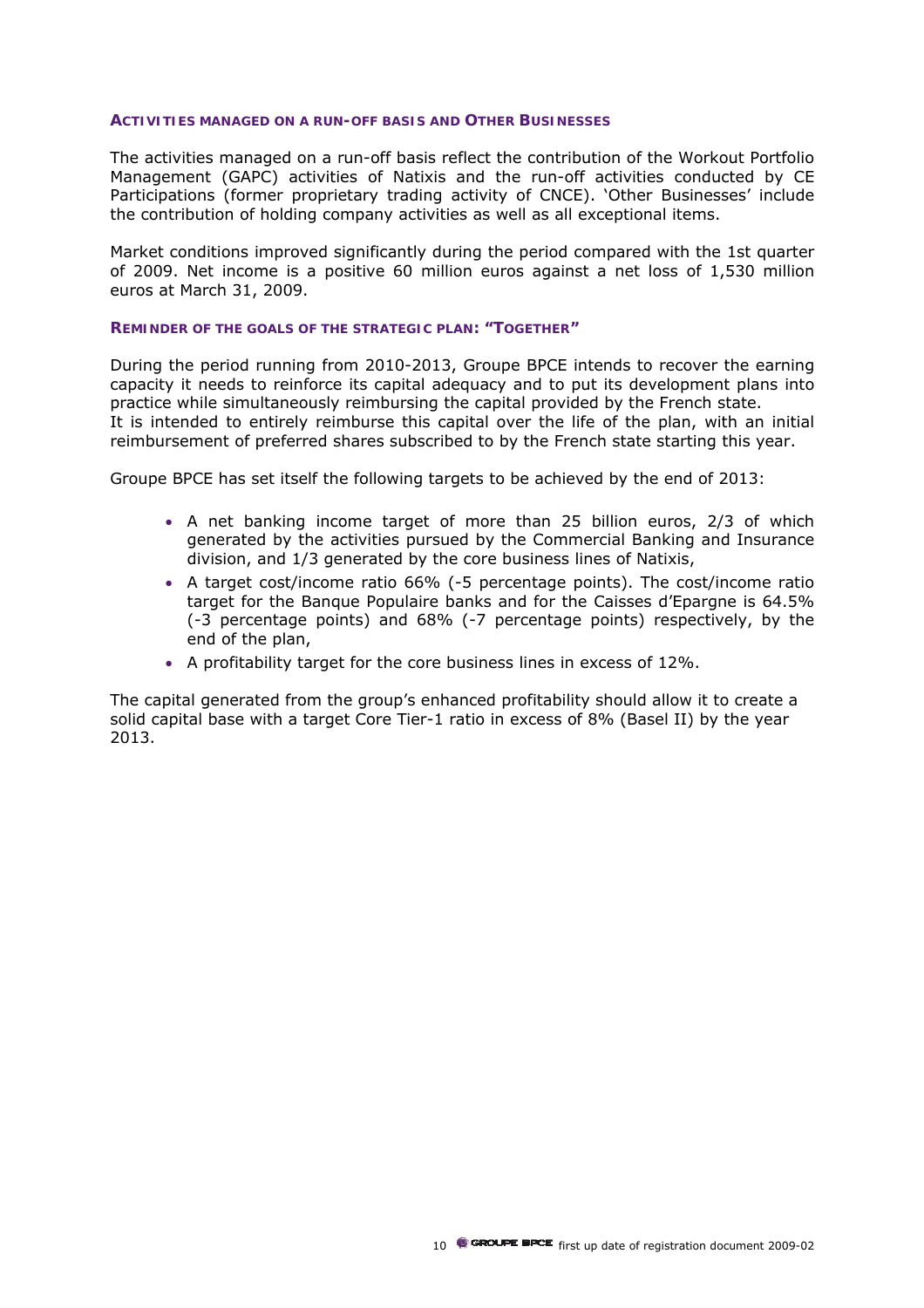### ACTIVITIES MANAGED ON A RUN-OFF BASIS AND OTHER BUSINESSES

The activities managed on a run-off basis reflect the contribution of the Workout Portfolio Management (GAPC) activities of Natixis and the run-off activities conducted by CE Participations (former proprietary trading activity of CNCE). 'Other Businesses' include the contribution of holding company activities as well as all exceptional items.

Market conditions improved significantly during the period compared with the 1st quarter of 2009. Net income is a positive 60 million euros against a net loss of 1,530 million euros at March 31, 2009.

### REMINDER OF THE GOALS OF THE STRATEGIC PLAN: "TOGETHER"

During the period running from 2010-2013, Groupe BPCE intends to recover the earning capacity it needs to reinforce its capital adequacy and to put its development plans into practice while simultaneously reimbursing the capital provided by the French state.
It is intended to entirely reimburse this capital over the life of the plan, with an initial reimbursement of preferred shares subscribed to by the French state starting this year.

Groupe BPCE has set itself the following targets to be achieved by the end of 2013:

- A net banking income target of more than 25 billion euros, 2/3 of which generated by the activities pursued by the Commercial Banking and Insurance division, and 1/3 generated by the core business lines of Natixis,
- A target cost/income ratio 66% (-5 percentage points). The cost/income ratio target for the Banque Populaire banks and for the Caisses d'Epargne is 64.5% (-3 percentage points) and 68% (-7 percentage points) respectively, by the end of the plan,
- A profitability target for the core business lines in excess of 12%.

The capital generated from the group's enhanced profitability should allow it to create a solid capital base with a target Core Tier-1 ratio in excess of 8% (Basel II) by the year 2013.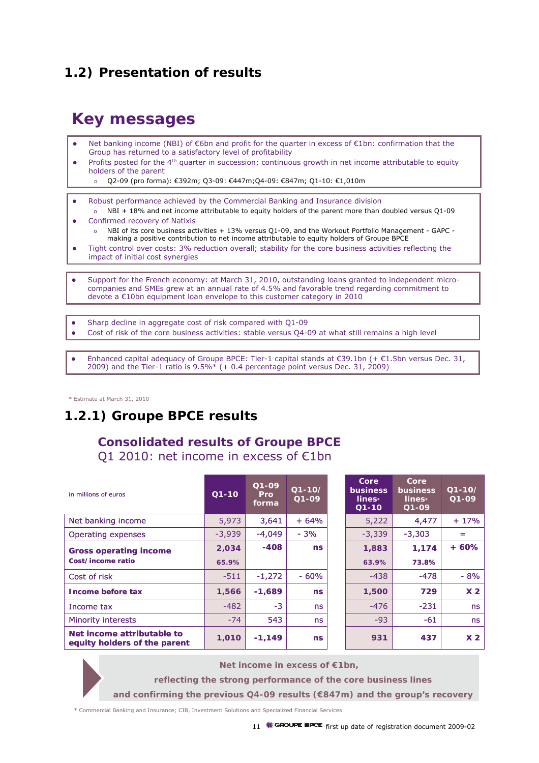## 1.2) Presentation of results

# Key messages

- Net banking income (NBI) of €6bn and profit for the quarter in excess of €1bn: confirmation that the Group has returned to a satisfactory level of profitability
- Profits posted for the 4th quarter in succession; continuous growth in net income attributable to equity holders of the parent
  - Q2-09 (pro forma): €392m; Q3-09: €447m;Q4-09: €847m; Q1-10: €1,010m

- Robust performance achieved by the Commercial Banking and Insurance division
  - NBI + 18% and net income attributable to equity holders of the parent more than doubled versus Q1-09
- Confirmed recovery of Natixis
  - NBI of its core business activities + 13% versus Q1-09, and the Workout Portfolio Management - GAPC - making a positive contribution to net income attributable to equity holders of Groupe BPCE
- Tight control over costs: 3% reduction overall; stability for the core business activities reflecting the impact of initial cost synergies

- Support for the French economy: at March 31, 2010, outstanding loans granted to independent micro-companies and SMEs grew at an annual rate of 4.5% and favorable trend regarding commitment to devote a €10bn equipment loan envelope to this customer category in 2010

- Sharp decline in aggregate cost of risk compared with Q1-09
- Cost of risk of the core business activities: stable versus Q4-09 at what still remains a high level

- Enhanced capital adequacy of Groupe BPCE: Tier-1 capital stands at €39.1bn (+ €1.5bn versus Dec. 31, 2009) and the Tier-1 ratio is 9.5%* (+ 0.4 percentage point versus Dec. 31, 2009)

* Estimate at March 31, 2010

## 1.2.1) Groupe BPCE results

### Consolidated results of Groupe BPCE

Q1 2010: net income in excess of €1bn

| in millions of euros | Q1-10 | Q1-09 Pro forma | Q1-10/ Q1-09 | Core business lines* Q1-10 | Core business lines* Q1-09 | Q1-10/ Q1-09 |
|---|---|---|---|---|---|---|
| Net banking income | 5,973 | 3,641 | + 64% | 5,222 | 4,477 | + 17% |
| Operating expenses | -3,939 | -4,049 | - 3% | -3,339 | -3,303 | = |
| **Gross operating income** | **2,034** | **-408** | **ns** | **1,883** | **1,174** | **+ 60%** |
| **Cost/ income ratio** | **65.9%** | | | **63.9%** | **73.8%** | |
| Cost of risk | -511 | -1,272 | - 60% | -438 | -478 | - 8% |
| **Income before tax** | **1,566** | **-1,689** | **ns** | **1,500** | **729** | **X 2** |
| Income tax | -482 | -3 | ns | -476 | -231 | ns |
| Minority interests | -74 | 543 | ns | -93 | -61 | ns |
| **Net income attributable to equity holders of the parent** | **1,010** | **-1,149** | **ns** | **931** | **437** | **X 2** |

**Net income in excess of €1bn, reflecting the strong performance of the core business lines and confirming the previous Q4-09 results (€847m) and the group's recovery**

* Commercial Banking and Insurance; CIB, Investment Solutions and Specialized Financial Services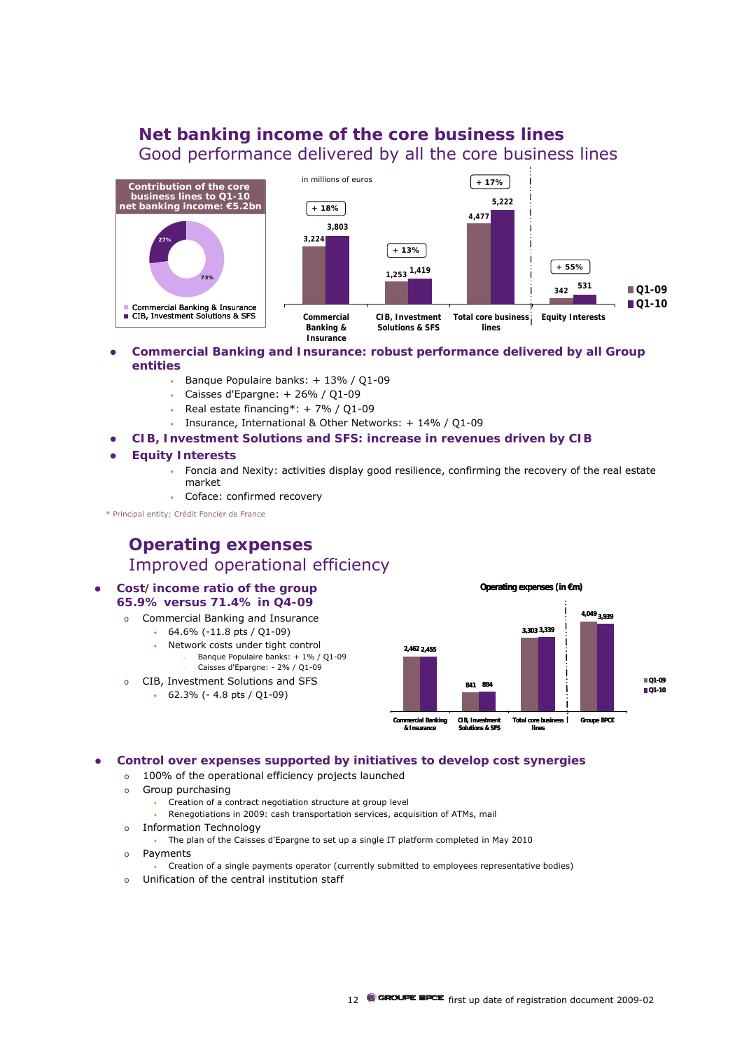## Net banking income of the core business lines

### Good performance delivered by all the core business lines

**Contribution of the core business lines to Q1-10 net banking income: €5.2bn**

- Commercial Banking & Insurance: 73%
- CIB, Investment Solutions & SFS: 27%

in millions of euros

| | Q1-09 | Q1-10 | Change |
|---|---|---|---|
| Commercial Banking & Insurance | 3,224 | 3,803 | + 18% |
| CIB, Investment Solutions & SFS | 1,253 | 1,419 | + 13% |
| Total core business lines | 4,477 | 5,222 | + 17% |
| Equity Interests | 342 | 531 | + 55% |

- **Commercial Banking and Insurance: robust performance delivered by all Group entities**
  - Banque Populaire banks: + 13% / Q1-09
  - Caisses d'Epargne: + 26% / Q1-09
  - Real estate financing*: + 7% / Q1-09
  - Insurance, International & Other Networks: + 14% / Q1-09
- **CIB, Investment Solutions and SFS: increase in revenues driven by CIB**
- **Equity Interests**
  - Foncia and Nexity: activities display good resilience, confirming the recovery of the real estate market
  - Coface: confirmed recovery

\* Principal entity: Crédit Foncier de France

## Operating expenses

### Improved operational efficiency

- **Cost/income ratio of the group 65.9% versus 71.4% in Q4-09**
  - Commercial Banking and Insurance
    - 64.6% (-11.8 pts / Q1-09)
    - Network costs under tight control
      - Banque Populaire banks: + 1% / Q1-09
      - Caisses d'Epargne: - 2% / Q1-09
  - CIB, Investment Solutions and SFS
    - 62.3% (- 4.8 pts / Q1-09)

**Operating expenses (in €m)**

| | Q1-09 | Q1-10 |
|---|---|---|
| Commercial Banking & Insurance | 2,462 | 2,455 |
| CIB, Investment Solutions & SFS | 841 | 884 |
| Total core business lines | 3,303 | 3,339 |
| Groupe BPCE | 4,049 | 3,939 |

- **Control over expenses supported by initiatives to develop cost synergies**
  - 100% of the operational efficiency projects launched
  - Group purchasing
    - Creation of a contract negotiation structure at group level
    - Renegotiations in 2009: cash transportation services, acquisition of ATMs, mail
  - Information Technology
    - The plan of the Caisses d'Epargne to set up a single IT platform completed in May 2010
  - Payments
    - Creation of a single payments operator (currently submitted to employees representative bodies)
  - Unification of the central institution staff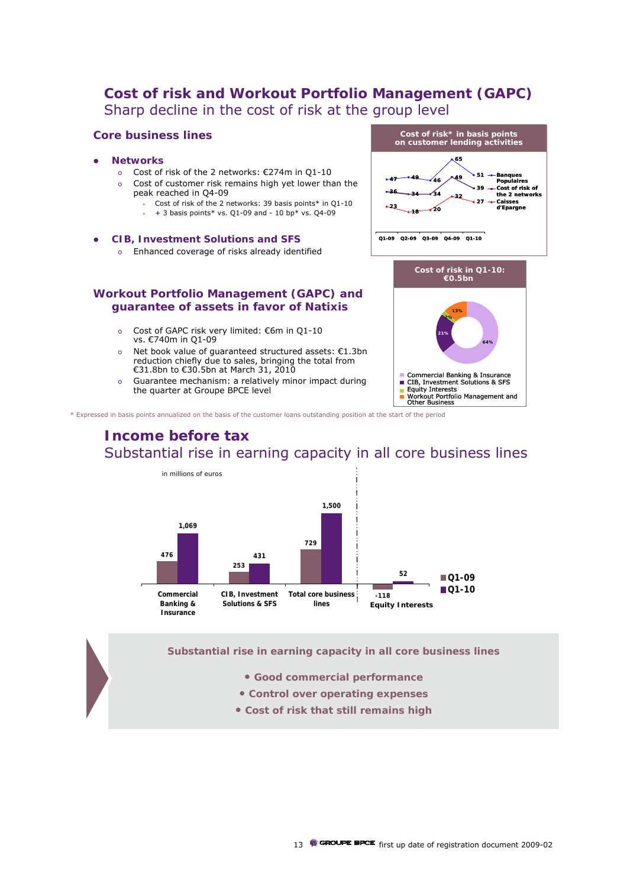# Cost of risk and Workout Portfolio Management (GAPC)

Sharp decline in the cost of risk at the group level

## Core business lines

- **Networks**
  - Cost of risk of the 2 networks: €274m in Q1-10
  - Cost of customer risk remains high yet lower than the peak reached in Q4-09
    - Cost of risk of the 2 networks: 39 basis points* in Q1-10
    - + 3 basis points* vs. Q1-09 and - 10 bp* vs. Q4-09

- **CIB, Investment Solutions and SFS**
  - Enhanced coverage of risks already identified

**Cost of risk* in basis points on customer lending activities**

| | Q1-09 | Q2-09 | Q3-09 | Q4-09 | Q1-10 |
|---|---|---|---|---|---|
| Banques Populaires | 47 | 49 | 46 | 65 | 51 |
| Cost of risk of the 2 networks | 36 | 34 | 34 | 49 | 39 |
| Caisses d'Epargne | 23 | 18 | 20 | 32 | 27 |

## Workout Portfolio Management (GAPC) and guarantee of assets in favor of Natixis

- Cost of GAPC risk very limited: €6m in Q1-10 vs. €740m in Q1-09
- Net book value of guaranteed structured assets: €1.3bn reduction chiefly due to sales, bringing the total from €31.8bn to €30.5bn at March 31, 2010
- Guarantee mechanism: a relatively minor impact during the quarter at Groupe BPCE level

**Cost of risk in Q1-10: €0.5bn**

| Business line | Share |
|---|---|
| Commercial Banking & Insurance | 64% |
| CIB, Investment Solutions & SFS | 21% |
| Equity Interests | 2% |
| Workout Portfolio Management and Other Business | 13% |

\* Expressed in basis points annualized on the basis of the customer loans outstanding position at the start of the period

# Income before tax

Substantial rise in earning capacity in all core business lines

in millions of euros

| | Q1-09 | Q1-10 |
|---|---|---|
| Commercial Banking & Insurance | 476 | 1,069 |
| CIB, Investment Solutions & SFS | 253 | 431 |
| Total core business lines | 729 | 1,500 |
| Equity Interests | -118 | 52 |

**Substantial rise in earning capacity in all core business lines**

- **Good commercial performance**
- **Control over operating expenses**
- **Cost of risk that still remains high**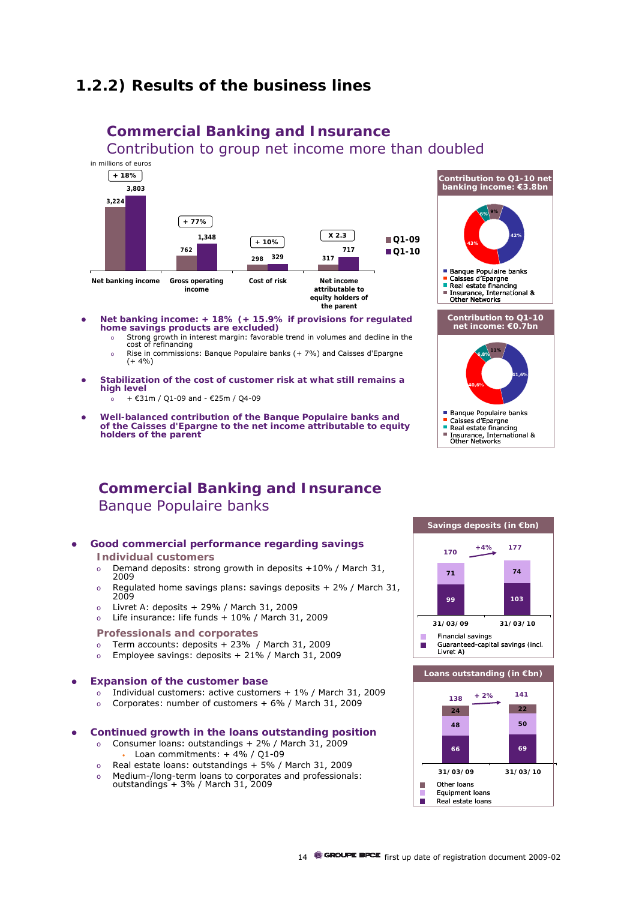## 1.2.2) Results of the business lines

### Commercial Banking and Insurance

Contribution to group net income more than doubled

in millions of euros

| | Q1-09 | Q1-10 | Change |
|---|---|---|---|
| Net banking income | 3,224 | 3,803 | + 18% |
| Gross operating income | 762 | 1,348 | + 77% |
| Cost of risk | 298 | 329 | + 10% |
| Net income attributable to equity holders of the parent | 317 | 717 | X 2.3 |

**Contribution to Q1-10 net banking income: €3.8bn**

- Banque Populaire banks: 42%
- Caisses d'Epargne: 43%
- Real estate financing: 6%
- Insurance, International & Other Networks: 9%

**Contribution to Q1-10 net income: €0.7bn**

- Banque Populaire banks: 41,6%
- Caisses d'Epargne: 40,6%
- Real estate financing: 6,8%
- Insurance, International & Other Networks: 11%

- **Net banking income: + 18% (+ 15.9% if provisions for regulated home savings products are excluded)**
  - Strong growth in interest margin: favorable trend in volumes and decline in the cost of refinancing
  - Rise in commissions: Banque Populaire banks (+ 7%) and Caisses d'Epargne (+ 4%)
- **Stabilization of the cost of customer risk at what still remains a high level**
  - + €31m / Q1-09 and - €25m / Q4-09
- **Well-balanced contribution of the Banque Populaire banks and of the Caisses d'Epargne to the net income attributable to equity holders of the parent**

### Commercial Banking and Insurance

Banque Populaire banks

- **Good commercial performance regarding savings**

  **Individual customers**
  - Demand deposits: strong growth in deposits +10% / March 31, 2009
  - Regulated home savings plans: savings deposits + 2% / March 31, 2009
  - Livret A: deposits + 29% / March 31, 2009
  - Life insurance: life funds + 10% / March 31, 2009

  **Professionals and corporates**
  - Term accounts: deposits + 23% / March 31, 2009
  - Employee savings: deposits + 21% / March 31, 2009
- **Expansion of the customer base**
  - Individual customers: active customers + 1% / March 31, 2009
  - Corporates: number of customers + 6% / March 31, 2009
- **Continued growth in the loans outstanding position**
  - Consumer loans: outstandings + 2% / March 31, 2009
    - Loan commitments: + 4% / Q1-09
  - Real estate loans: outstandings + 5% / March 31, 2009
  - Medium-/long-term loans to corporates and professionals: outstandings + 3% / March 31, 2009

**Savings deposits (in €bn)**

| | 31/03/09 | 31/03/10 |
|---|---|---|
| Financial savings | 71 | 74 |
| Guaranteed-capital savings (incl. Livret A) | 99 | 103 |
| Total | 170 | 177 (+4%) |

**Loans outstanding (in €bn)**

| | 31/03/09 | 31/03/10 |
|---|---|---|
| Other loans | 24 | 22 |
| Equipment loans | 48 | 50 |
| Real estate loans | 66 | 69 |
| Total | 138 | 141 (+ 2%) |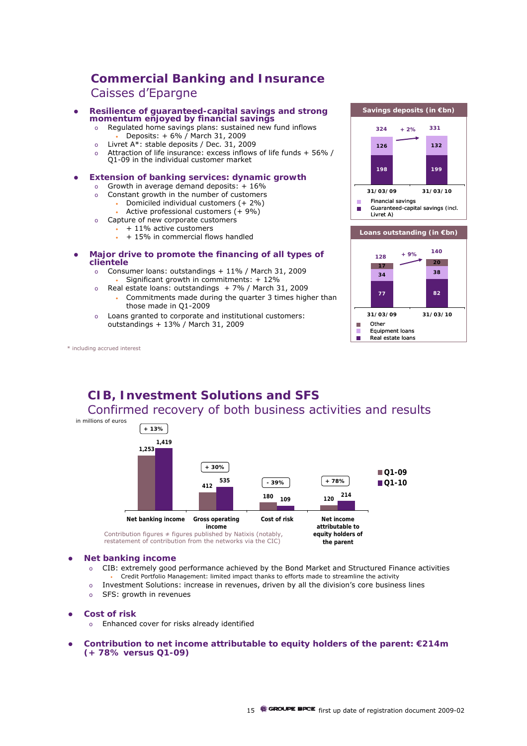## Commercial Banking and Insurance

### Caisses d'Epargne

- **Resilience of guaranteed-capital savings and strong momentum enjoyed by financial savings**
  - Regulated home savings plans: sustained new fund inflows
    - Deposits: + 6% / March 31, 2009
  - Livret A*: stable deposits / Dec. 31, 2009
  - Attraction of life insurance: excess inflows of life funds + 56% / Q1-09 in the individual customer market

- **Extension of banking services: dynamic growth**
  - Growth in average demand deposits: + 16%
  - Constant growth in the number of customers
    - Domiciled individual customers (+ 2%)
    - Active professional customers (+ 9%)
  - Capture of new corporate customers
    - + 11% active customers
    - + 15% in commercial flows handled

- **Major drive to promote the financing of all types of clientele**
  - Consumer loans: outstandings + 11% / March 31, 2009
    - Significant growth in commitments: + 12%
  - Real estate loans: outstandings + 7% / March 31, 2009
    - Commitments made during the quarter 3 times higher than those made in Q1-2009
  - Loans granted to corporate and institutional customers: outstandings + 13% / March 31, 2009

**Savings deposits (in €bn)**

| | 31/03/09 | 31/03/10 |
|---|---|---|
| Financial savings | 126 | 132 |
| Guaranteed-capital savings (incl. Livret A) | 198 | 199 |
| Total | 324 | 331 (+ 2%) |

**Loans outstanding (in €bn)**

| | 31/03/09 | 31/03/10 |
|---|---|---|
| Other | 17 | 20 |
| Equipment loans | 34 | 38 |
| Real estate loans | 77 | 82 |
| Total | 128 | 140 (+ 9%) |

\* including accrued interest

## CIB, Investment Solutions and SFS

### Confirmed recovery of both business activities and results

in millions of euros

| | Q1-09 | Q1-10 | Change |
|---|---|---|---|
| Net banking income | 1,253 | 1,419 | + 13% |
| Gross operating income | 412 | 535 | + 30% |
| Cost of risk | 180 | 109 | - 39% |
| Net income attributable to equity holders of the parent | 120 | 214 | + 78% |

Contribution figures ≠ figures published by Natixis (notably, restatement of contribution from the networks via the CIC)

- **Net banking income**
  - CIB: extremely good performance achieved by the Bond Market and Structured Finance activities
    - Credit Portfolio Management: limited impact thanks to efforts made to streamline the activity
  - Investment Solutions: increase in revenues, driven by all the division's core business lines
  - SFS: growth in revenues

- **Cost of risk**
  - Enhanced cover for risks already identified

- **Contribution to net income attributable to equity holders of the parent: €214m (+ 78% versus Q1-09)**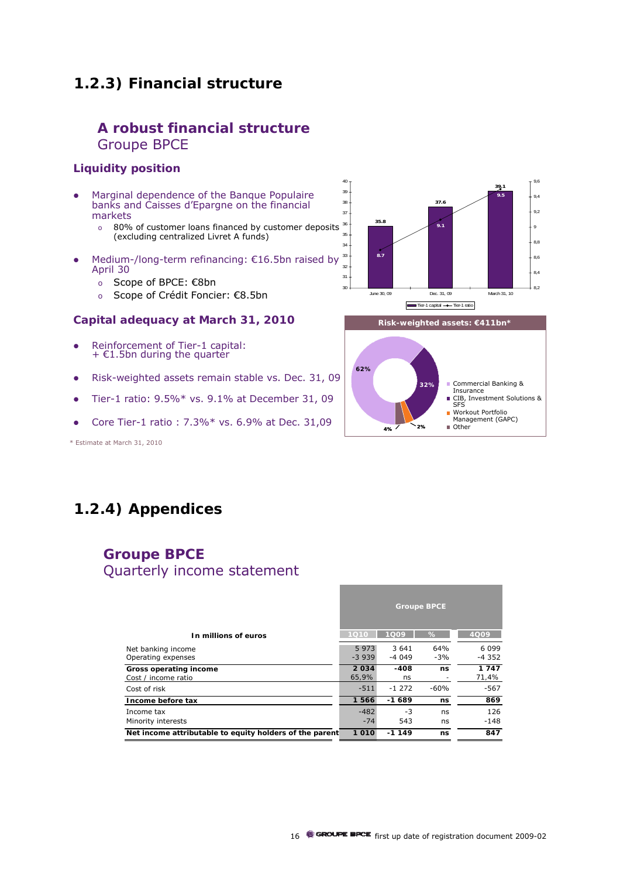## 1.2.3) Financial structure

### A robust financial structure
Groupe BPCE

#### Liquidity position

- Marginal dependence of the Banque Populaire banks and Caisses d'Epargne on the financial markets
  - 80% of customer loans financed by customer deposits (excluding centralized Livret A funds)
- Medium-/long-term refinancing: €16.5bn raised by April 30
  - Scope of BPCE: €8bn
  - Scope of Crédit Foncier: €8.5bn

| | June 30, 09 | Dec. 31, 09 | March 31, 10 |
|---|---|---|---|
| Tier-1 capital | 35.8 | 37.6 | 39.1 |
| Tier-1 ratio | 8.7 | 9.1 | 9.5 |

#### Capital adequacy at March 31, 2010

- Reinforcement of Tier-1 capital: + €1.5bn during the quarter
- Risk-weighted assets remain stable vs. Dec. 31, 09
- Tier-1 ratio: 9.5%* vs. 9.1% at December 31, 09
- Core Tier-1 ratio : 7.3%* vs. 6.9% at Dec. 31,09

**Risk-weighted assets: €411bn***

| Segment | % |
|---|---|
| Commercial Banking & Insurance | 62% |
| CIB, Investment Solutions & SFS | 32% |
| Workout Portfolio Management (GAPC) | 2% |
| Other | 4% |

\* Estimate at March 31, 2010

## 1.2.4) Appendices

### Groupe BPCE
Quarterly income statement

| In millions of euros | Groupe BPCE 1Q10 | 1Q09 | % | 4Q09 |
|---|---|---|---|---|
| Net banking income | 5 973 | 3 641 | 64% | 6 099 |
| Operating expenses | -3 939 | -4 049 | -3% | -4 352 |
| **Gross operating income** | **2 034** | **-408** | **ns** | **1 747** |
| Cost / income ratio | 65,9% | ns | - | 71,4% |
| Cost of risk | -511 | -1 272 | -60% | -567 |
| **Income before tax** | **1 566** | **-1 689** | **ns** | **869** |
| Income tax | -482 | -3 | ns | 126 |
| Minority interests | -74 | 543 | ns | -148 |
| **Net income attributable to equity holders of the parent** | **1 010** | **-1 149** | **ns** | **847** |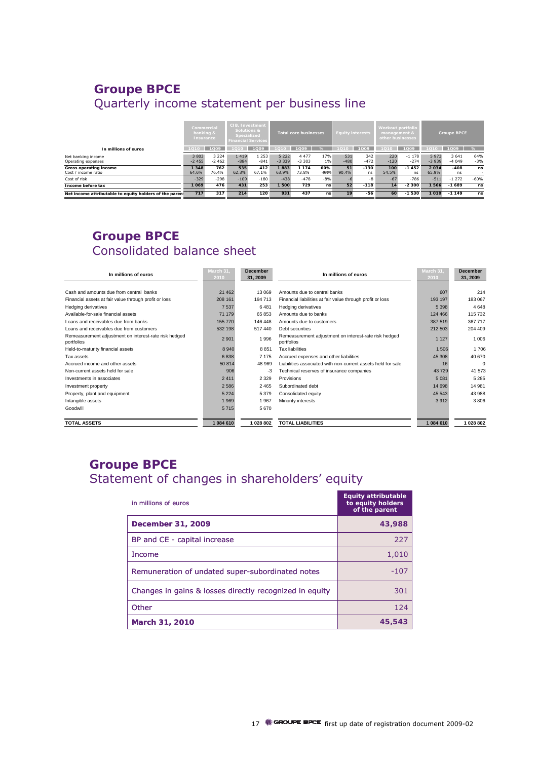# Groupe BPCE
## Quarterly income statement per business line

| In millions of euros | Commercial banking & Insurance | | CIB, Investment Solutions & Specialized Financial Services | | Total core businesses | | | Equity interests | | Workout portfolio management & other businesses | | Groupe BPCE | | |
|---|---|---|---|---|---|---|---|---|---|---|---|---|---|---|
| | 1Q10 | 1Q09 | 1Q10 | 1Q09 | 1Q10 | 1Q09 | % | 1Q10 | 1Q09 | 1Q10 | 1Q09 | 1Q10 | 1Q09 | % |
| Net banking income | 3 803 | 3 224 | 1 419 | 1 253 | 5 222 | 4 477 | 17% | 531 | 342 | 220 | -1 178 | 5 973 | 3 641 | 64% |
| Operating expenses | -2 455 | -2 462 | -884 | -841 | -3 339 | -3 303 | 1% | -480 | -472 | -120 | -274 | -3 939 | -4 049 | -3% |
| **Gross operating income** | **1 348** | **762** | **535** | **412** | **1 883** | **1 174** | **60%** | **51** | **-130** | **100** | **-1 452** | **2 034** | **-408** | **ns** |
| Cost / income ratio | 64,6% | 76,4% | 62,3% | 67,1% | 63,9% | 73,8% | -99% | 90,4% | ns | 54,5% | ns | 65,9% | ns | - |
| Cost of risk | -329 | -298 | -109 | -180 | -438 | -478 | -8% | -6 | -8 | -67 | -786 | -511 | -1 272 | -60% |
| **Income before tax** | **1 069** | **476** | **431** | **253** | **1 500** | **729** | **ns** | **52** | **-118** | **14** | **-2 300** | **1 566** | **-1 689** | **ns** |
| **Net income attributable to equity holders of the parent** | **717** | **317** | **214** | **120** | **931** | **437** | **ns** | **19** | **-56** | **60** | **-1 530** | **1 010** | **-1 149** | **ns** |

# Groupe BPCE
## Consolidated balance sheet

| In millions of euros | March 31, 2010 | December 31, 2009 | In millions of euros | March 31, 2010 | December 31, 2009 |
|---|---|---|---|---|---|
| Cash and amounts due from central banks | 21 462 | 13 069 | Amounts due to central banks | 607 | 214 |
| Financial assets at fair value through profit or loss | 208 161 | 194 713 | Financial liabilities at fair value through profit or loss | 193 197 | 183 067 |
| Hedging derivatives | 7 537 | 6 481 | Hedging derivatives | 5 398 | 4 648 |
| Available-for-sale financial assets | 71 179 | 65 853 | Amounts due to banks | 124 466 | 115 732 |
| Loans and receivables due from banks | 155 770 | 146 448 | Amounts due to customers | 387 519 | 367 717 |
| Loans and receivables due from customers | 532 198 | 517 440 | Debt securities | 212 503 | 204 409 |
| Remeasurement adjustment on interest-rate risk hedged portfolios | 2 901 | 1 996 | Remeasurement adjustment on interest-rate risk hedged portfolios | 1 127 | 1 006 |
| Held-to-maturity financial assets | 8 940 | 8 851 | Tax liabilities | 1 506 | 1 706 |
| Tax assets | 6 838 | 7 175 | Accrued expenses and other liabilities | 45 308 | 40 670 |
| Accrued income and other assets | 50 814 | 48 969 | Liabilities associated with non-current assets held for sale | 16 | 0 |
| Non-current assets held for sale | 906 | -3 | Technical reserves of insurance companies | 43 729 | 41 573 |
| Investments in associates | 2 411 | 2 329 | Provisions | 5 081 | 5 285 |
| Investment property | 2 586 | 2 465 | Subordinated debt | 14 698 | 14 981 |
| Property, plant and equipment | 5 224 | 5 379 | Consolidated equity | 45 543 | 43 988 |
| Intangible assets | 1 969 | 1 967 | Minority interests | 3 912 | 3 806 |
| Goodwill | 5 715 | 5 670 | | | |
| **TOTAL ASSETS** | **1 084 610** | **1 028 802** | **TOTAL LIABILITIES** | **1 084 610** | **1 028 802** |

# Groupe BPCE
## Statement of changes in shareholders' equity

| in millions of euros | Equity attributable to equity holders of the parent |
|---|---|
| **December 31, 2009** | **43,988** |
| BP and CE - capital increase | 227 |
| Income | 1,010 |
| Remuneration of undated super-subordinated notes | -107 |
| Changes in gains & losses directly recognized in equity | 301 |
| Other | 124 |
| **March 31, 2010** | **45,543** |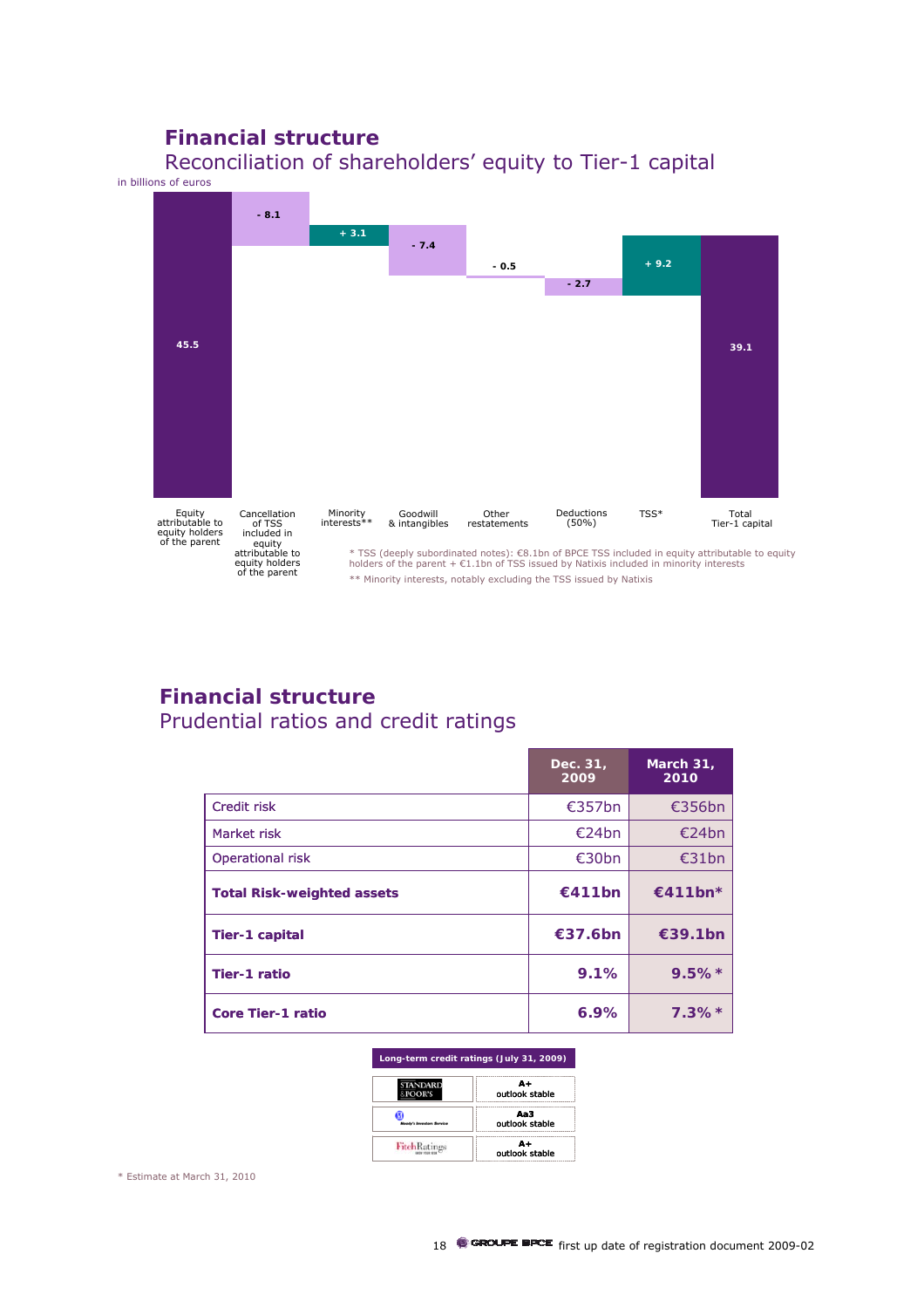## Financial structure

### Reconciliation of shareholders' equity to Tier-1 capital

in billions of euros

| Equity attributable to equity holders of the parent | Cancellation of TSS included in equity attributable to equity holders of the parent | Minority interests** | Goodwill & intangibles | Other restatements | Deductions (50%) | TSS* | Total Tier-1 capital |
|---|---|---|---|---|---|---|---|
| 45.5 | - 8.1 | + 3.1 | - 7.4 | - 0.5 | - 2.7 | + 9.2 | 39.1 |

* TSS (deeply subordinated notes): €8.1bn of BPCE TSS included in equity attributable to equity holders of the parent + €1.1bn of TSS issued by Natixis included in minority interests

** Minority interests, notably excluding the TSS issued by Natixis

## Financial structure

### Prudential ratios and credit ratings

| | Dec. 31, 2009 | March 31, 2010 |
|---|---|---|
| Credit risk | €357bn | €356bn |
| Market risk | €24bn | €24bn |
| Operational risk | €30bn | €31bn |
| **Total Risk-weighted assets** | **€411bn** | **€411bn*** |
| **Tier-1 capital** | **€37.6bn** | **€39.1bn** |
| **Tier-1 ratio** | **9.1%** | **9.5% *** |
| **Core Tier-1 ratio** | **6.9%** | **7.3% *** |

| Long-term credit ratings (July 31, 2009) | |
|---|---|
| Standard & Poor's | A+ outlook stable |
| Moody's Investors Service | Aa3 outlook stable |
| FitchRatings | A+ outlook stable |

* Estimate at March 31, 2010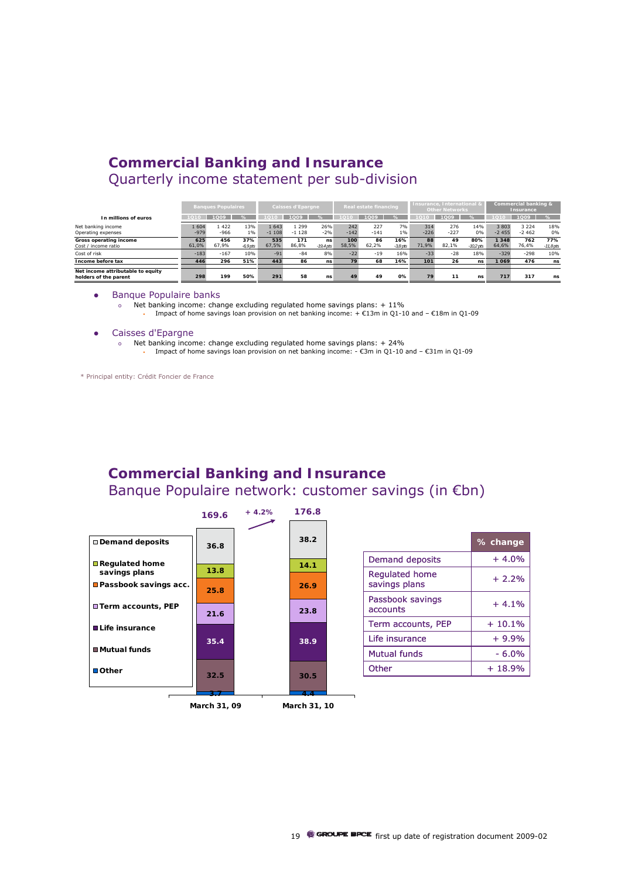## Commercial Banking and Insurance
### Quarterly income statement per sub-division

| In millions of euros | Banques Populaires | | | Caisses d'Epargne | | | Real estate financing | | | Insurance, International & Other Networks | | | Commercial banking & Insurance | | |
|---|---|---|---|---|---|---|---|---|---|---|---|---|---|---|---|
| | 1Q10 | 1Q09 | % | 1Q10 | 1Q09 | % | 1Q10 | 1Q09 | % | 1Q10 | 1Q09 | % | 1Q10 | 1Q09 | % |
| Net banking income | 1 604 | 1 422 | 13% | 1 643 | 1 299 | 26% | 242 | 227 | 7% | 314 | 276 | 14% | 3 803 | 3 224 | 18% |
| Operating expenses | -979 | -966 | 1% | -1 108 | -1 128 | -2% | -142 | -141 | 1% | -226 | -227 | 0% | -2 455 | -2 462 | 0% |
| **Gross operating income** | **625** | **456** | **37%** | **535** | **171** | **ns** | **100** | **86** | **16%** | **88** | **49** | **80%** | **1 348** | **762** | **77%** |
| Cost / income ratio | 61,0% | 67,9% | -6.9 pts | 67,5% | 86,8% | -19.4 pts | 58,5% | 62,2% | -3.8 pts | 71,9% | 82,1% | -10.2 pts | 64,6% | 76,4% | -11.8 pts |
| Cost of risk | -183 | -167 | 10% | -91 | -84 | 8% | -22 | -19 | 16% | -33 | -28 | 18% | -329 | -298 | 10% |
| **Income before tax** | **446** | **296** | **51%** | **443** | **86** | **ns** | **79** | **68** | **16%** | **101** | **26** | **ns** | **1 069** | **476** | **ns** |
| **Net income attributable to equity holders of the parent** | **298** | **199** | **50%** | **291** | **58** | **ns** | **49** | **49** | **0%** | **79** | **11** | **ns** | **717** | **317** | **ns** |

- Banque Populaire banks
  - Net banking income: change excluding regulated home savings plans: + 11%
    - Impact of home savings loan provision on net banking income: + €13m in Q1-10 and – €18m in Q1-09
- Caisses d'Epargne
  - Net banking income: change excluding regulated home savings plans: + 24%
    - Impact of home savings loan provision on net banking income: - €3m in Q1-10 and – €31m in Q1-09

\* Principal entity: Crédit Foncier de France

## Commercial Banking and Insurance
### Banque Populaire network: customer savings (in €bn)

| | March 31, 09 | March 31, 10 |
|---|---|---|
| Demand deposits | 36.8 | 38.2 |
| Regulated home savings plans | 13.8 | 14.1 |
| Passbook savings acc. | 25.8 | 26.9 |
| Term accounts, PEP | 21.6 | 23.8 |
| Life insurance | 35.4 | 38.9 |
| Mutual funds | 32.5 | 30.5 |
| Other | 3.7 | 4.4 |
| **Total** | **169.6** | **176.8** |

+ 4.2%

| | % change |
|---|---|
| Demand deposits | + 4.0% |
| Regulated home savings plans | + 2.2% |
| Passbook savings accounts | + 4.1% |
| Term accounts, PEP | + 10.1% |
| Life insurance | + 9.9% |
| Mutual funds | - 6.0% |
| Other | + 18.9% |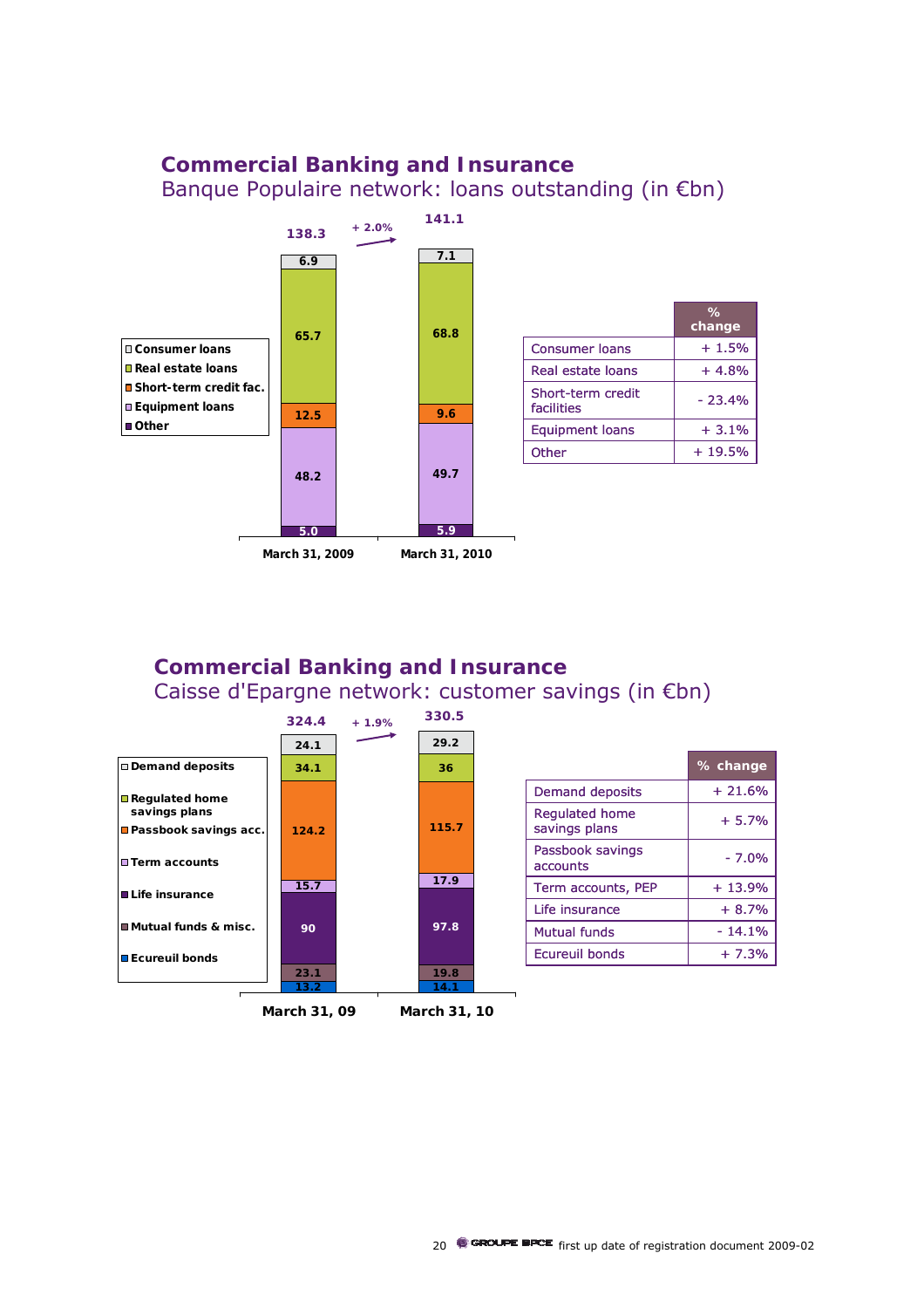## Commercial Banking and Insurance

### Banque Populaire network: loans outstanding (in €bn)

| | March 31, 2009 | March 31, 2010 |
|---|---|---|
| Consumer loans | 6.9 | 7.1 |
| Real estate loans | 65.7 | 68.8 |
| Short-term credit fac. | 12.5 | 9.6 |
| Equipment loans | 48.2 | 49.7 |
| Other | 5.0 | 5.9 |
| **Total** | **138.3** | **141.1** |

+ 2.0%

| | % change |
|---|---|
| Consumer loans | + 1.5% |
| Real estate loans | + 4.8% |
| Short-term credit facilities | - 23.4% |
| Equipment loans | + 3.1% |
| Other | + 19.5% |

## Commercial Banking and Insurance

### Caisse d'Epargne network: customer savings (in €bn)

| | March 31, 09 | March 31, 10 |
|---|---|---|
| Demand deposits | 24.1 | 29.2 |
| Regulated home savings plans | 34.1 | 36 |
| Passbook savings acc. | 124.2 | 115.7 |
| Term accounts | 15.7 | 17.9 |
| Life insurance | 90 | 97.8 |
| Mutual funds & misc. | 23.1 | 19.8 |
| Ecureuil bonds | 13.2 | 14.1 |
| **Total** | **324.4** | **330.5** |

+ 1.9%

| | % change |
|---|---|
| Demand deposits | + 21.6% |
| Regulated home savings plans | + 5.7% |
| Passbook savings accounts | - 7.0% |
| Term accounts, PEP | + 13.9% |
| Life insurance | + 8.7% |
| Mutual funds | - 14.1% |
| Ecureuil bonds | + 7.3% |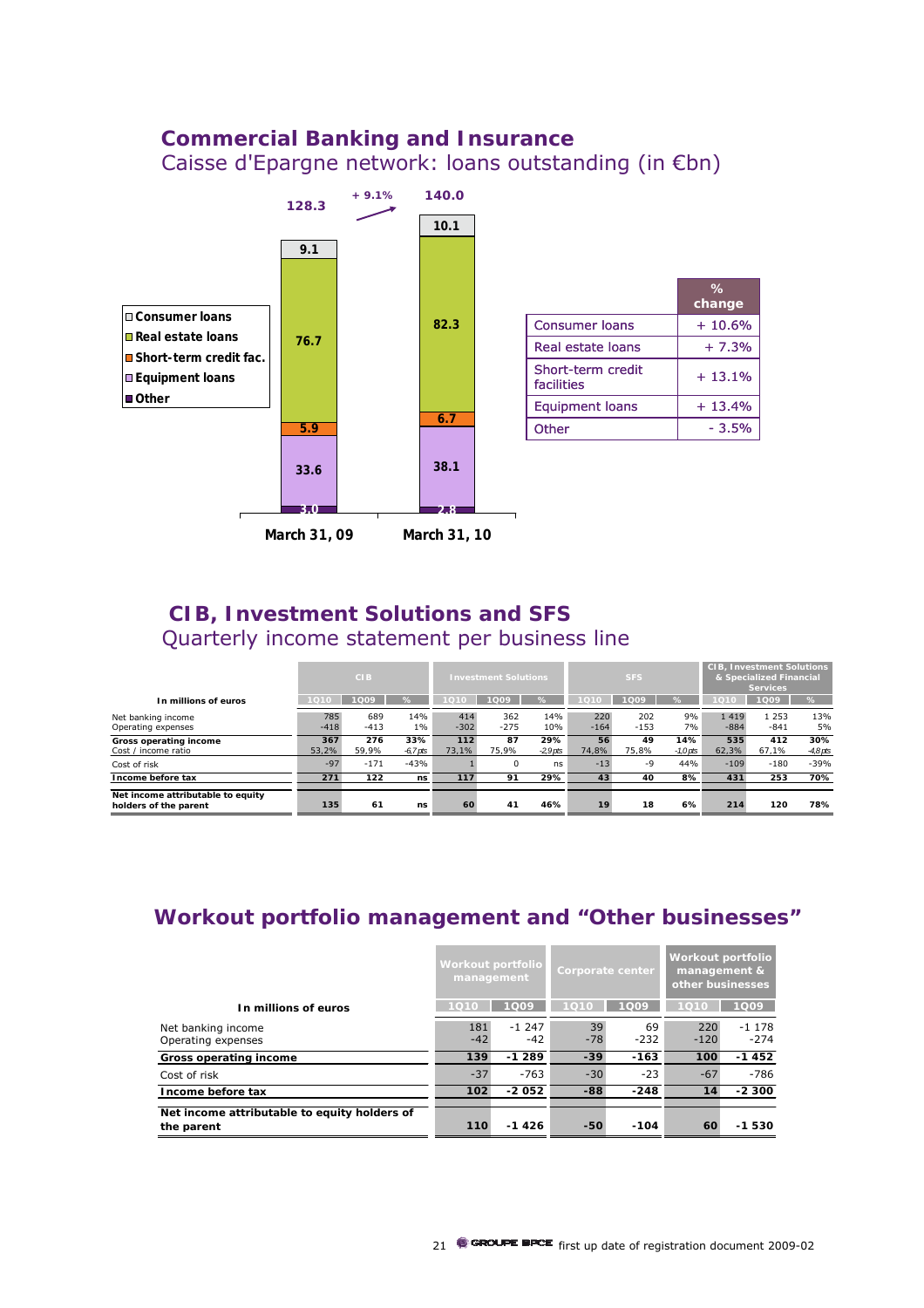## Commercial Banking and Insurance

Caisse d'Epargne network: loans outstanding (in €bn)

| | March 31, 09 | March 31, 10 |
|---|---|---|
| Consumer loans | 9.1 | 10.1 |
| Real estate loans | 76.7 | 82.3 |
| Short-term credit fac. | 5.9 | 6.7 |
| Equipment loans | 33.6 | 38.1 |
| Other | 3.0 | 2.8 |
| **Total** | **128.3** | **140.0** |

+ 9.1%

| | % change |
|---|---|
| Consumer loans | + 10.6% |
| Real estate loans | + 7.3% |
| Short-term credit facilities | + 13.1% |
| Equipment loans | + 13.4% |
| Other | - 3.5% |

## CIB, Investment Solutions and SFS

Quarterly income statement per business line

| In millions of euros | CIB | | | Investment Solutions | | | SFS | | | CIB, Investment Solutions & Specialized Financial Services | | |
|---|---|---|---|---|---|---|---|---|---|---|---|---|
| | 1Q10 | 1Q09 | % | 1Q10 | 1Q09 | % | 1Q10 | 1Q09 | % | 1Q10 | 1Q09 | % |
| Net banking income | 785 | 689 | 14% | 414 | 362 | 14% | 220 | 202 | 9% | 1 419 | 1 253 | 13% |
| Operating expenses | -418 | -413 | 1% | -302 | -275 | 10% | -164 | -153 | 7% | -884 | -841 | 5% |
| **Gross operating income** | **367** | **276** | **33%** | **112** | **87** | **29%** | **56** | **49** | **14%** | **535** | **412** | **30%** |
| Cost / income ratio | 53,2% | 59,9% | -6,7pts | 73,1% | 75,9% | -2,9pts | 74,8% | 75,8% | -1,0pts | 62,3% | 67,1% | -4,8pts |
| Cost of risk | -97 | -171 | -43% | 1 | 0 | ns | -13 | -9 | 44% | -109 | -180 | -39% |
| **Income before tax** | **271** | **122** | **ns** | **117** | **91** | **29%** | **43** | **40** | **8%** | **431** | **253** | **70%** |
| **Net income attributable to equity holders of the parent** | **135** | **61** | **ns** | **60** | **41** | **46%** | **19** | **18** | **6%** | **214** | **120** | **78%** |

## Workout portfolio management and "Other businesses"

| In millions of euros | Workout portfolio management | | Corporate center | | Workout portfolio management & other businesses | |
|---|---|---|---|---|---|---|
| | 1Q10 | 1Q09 | 1Q10 | 1Q09 | 1Q10 | 1Q09 |
| Net banking income | 181 | -1 247 | 39 | 69 | 220 | -1 178 |
| Operating expenses | -42 | -42 | -78 | -232 | -120 | -274 |
| **Gross operating income** | **139** | **-1 289** | **-39** | **-163** | **100** | **-1 452** |
| Cost of risk | -37 | -763 | -30 | -23 | -67 | -786 |
| **Income before tax** | **102** | **-2 052** | **-88** | **-248** | **14** | **-2 300** |
| **Net income attributable to equity holders of the parent** | **110** | **-1 426** | **-50** | **-104** | **60** | **-1 530** |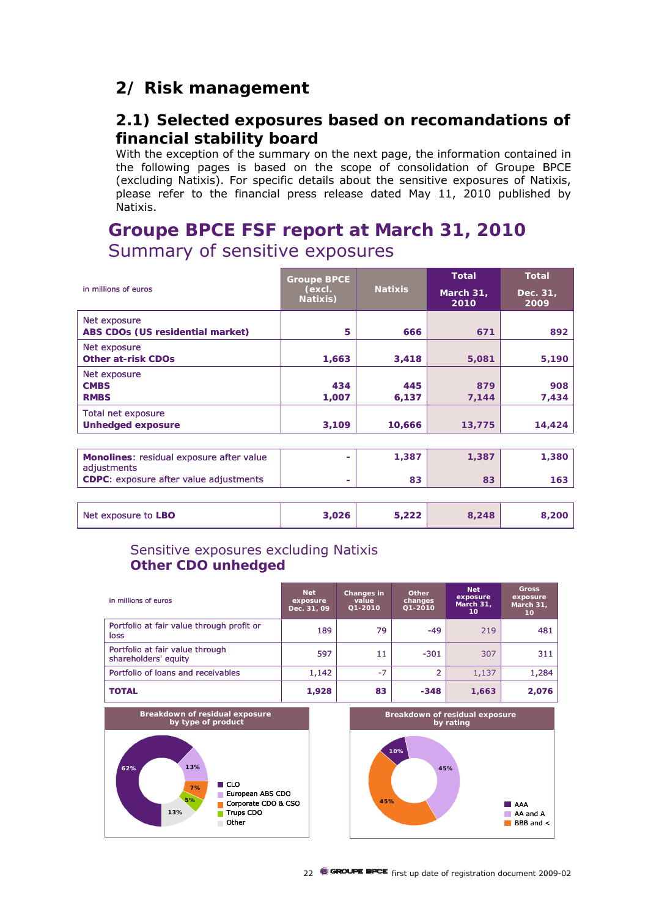## 2/ Risk management

### 2.1) Selected exposures based on recomandations of financial stability board

With the exception of the summary on the next page, the information contained in the following pages is based on the scope of consolidation of Groupe BPCE (excluding Natixis). For specific details about the sensitive exposures of Natixis, please refer to the financial press release dated May 11, 2010 published by Natixis.

## Groupe BPCE FSF report at March 31, 2010

### Summary of sensitive exposures

| in millions of euros | Groupe BPCE (excl. Natixis) | Natixis | Total March 31, 2010 | Total Dec. 31, 2009 |
|---|---|---|---|---|
| Net exposure **ABS CDOs (US residential market)** | 5 | 666 | 671 | 892 |
| Net exposure **Other at-risk CDOs** | 1,663 | 3,418 | 5,081 | 5,190 |
| Net exposure **CMBS** | 434 | 445 | 879 | 908 |
| **RMBS** | 1,007 | 6,137 | 7,144 | 7,434 |
| Total net exposure **Unhedged exposure** | 3,109 | 10,666 | 13,775 | 14,424 |
| **Monolines**: residual exposure after value adjustments | - | 1,387 | 1,387 | 1,380 |
| **CDPC**: exposure after value adjustments | - | 83 | 83 | 163 |
| Net exposure to **LBO** | 3,026 | 5,222 | 8,248 | 8,200 |

### Sensitive exposures excluding Natixis
### Other CDO unhedged

| in millions of euros | Net exposure Dec. 31, 09 | Changes in value Q1-2010 | Other changes Q1-2010 | Net exposure March 31, 10 | Gross exposure March 31, 10 |
|---|---|---|---|---|---|
| Portfolio at fair value through profit or loss | 189 | 79 | -49 | 219 | 481 |
| Portfolio at fair value through shareholders' equity | 597 | 11 | -301 | 307 | 311 |
| Portfolio of loans and receivables | 1,142 | -7 | 2 | 1,137 | 1,284 |
| **TOTAL** | **1,928** | **83** | **-348** | **1,663** | **2,076** |

**Breakdown of residual exposure by type of product**

- CLO: 62%
- European ABS CDO: 13%
- Corporate CDO & CSO: 7%
- Trups CDO: 5%
- Other: 13%

**Breakdown of residual exposure by rating**

- AAA: 10%
- AA and A: 45%
- BBB and <: 45%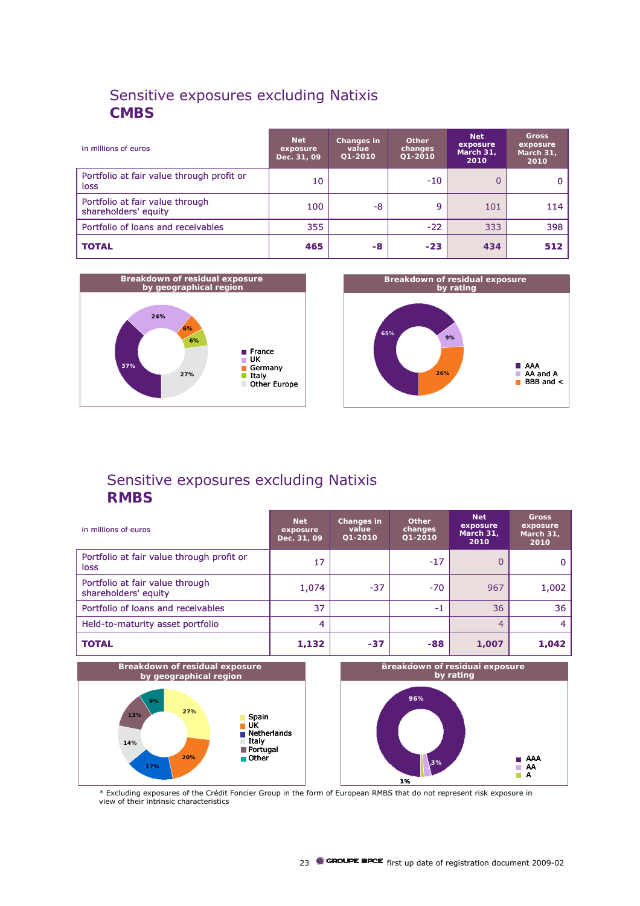## Sensitive exposures excluding Natixis
## CMBS

| in millions of euros | Net exposure Dec. 31, 09 | Changes in value Q1-2010 | Other changes Q1-2010 | Net exposure March 31, 2010 | Gross exposure March 31, 2010 |
|---|---|---|---|---|---|
| Portfolio at fair value through profit or loss | 10 | | -10 | 0 | 0 |
| Portfolio at fair value through shareholders' equity | 100 | -8 | 9 | 101 | 114 |
| Portfolio of loans and receivables | 355 | | -22 | 333 | 398 |
| **TOTAL** | **465** | **-8** | **-23** | **434** | **512** |

**Breakdown of residual exposure by geographical region**

- France: 37%
- UK: 24%
- Germany: 6%
- Italy: 6%
- Other Europe: 27%

**Breakdown of residual exposure by rating**

- AAA: 65%
- AA and A: 9%
- BBB and <: 26%

## Sensitive exposures excluding Natixis
## RMBS

| in millions of euros | Net exposure Dec. 31, 09 | Changes in value Q1-2010 | Other changes Q1-2010 | Net exposure March 31, 2010 | Gross exposure March 31, 2010 |
|---|---|---|---|---|---|
| Portfolio at fair value through profit or loss | 17 | | -17 | 0 | 0 |
| Portfolio at fair value through shareholders' equity | 1,074 | -37 | -70 | 967 | 1,002 |
| Portfolio of loans and receivables | 37 | | -1 | 36 | 36 |
| Held-to-maturity asset portfolio | 4 | | | 4 | 4 |
| **TOTAL** | **1,132** | **-37** | **-88** | **1,007** | **1,042** |

**Breakdown of residual exposure by geographical region**

- Spain: 27%
- UK: 20%
- Netherlands: 17%
- Italy: 14%
- Portugal: 13%
- Other: 9%

**Breakdown of residual exposure by rating**

- AAA: 96%
- AA: 3%
- A: 1%

\* Excluding exposures of the Crédit Foncier Group in the form of European RMBS that do not represent risk exposure in view of their intrinsic characteristics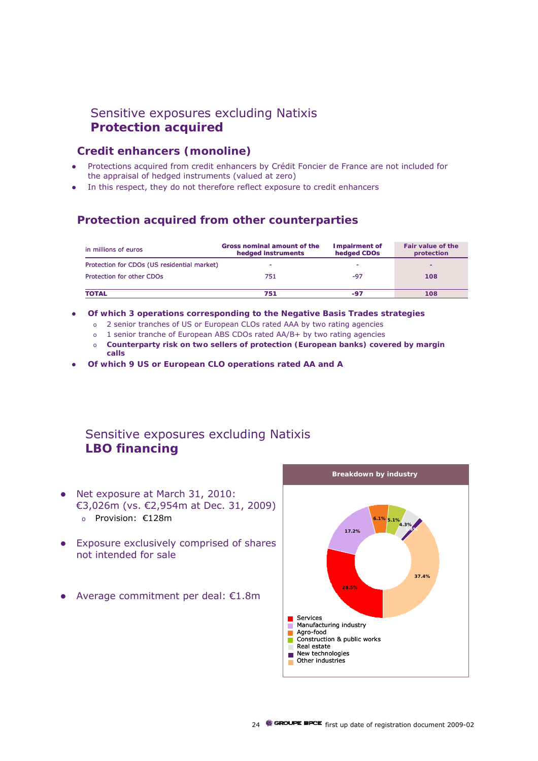# Sensitive exposures excluding Natixis
# **Protection acquired**

## Credit enhancers (monoline)

- Protections acquired from credit enhancers by Crédit Foncier de France are not included for the appraisal of hedged instruments (valued at zero)
- In this respect, they do not therefore reflect exposure to credit enhancers

## Protection acquired from other counterparties

| in millions of euros | Gross nominal amount of the hedged instruments | Impairment of hedged CDOs | Fair value of the protection |
|---|---|---|---|
| Protection for CDOs (US residential market) | - | - | - |
| Protection for other CDOs | 751 | -97 | 108 |
| **TOTAL** | **751** | **-97** | **108** |

- **Of which 3 operations corresponding to the Negative Basis Trades strategies**
  - 2 senior tranches of US or European CLOs rated AAA by two rating agencies
  - 1 senior tranche of European ABS CDOs rated AA/B+ by two rating agencies
  - **Counterparty risk on two sellers of protection (European banks) covered by margin calls**
- **Of which 9 US or European CLO operations rated AA and A**

# Sensitive exposures excluding Natixis
# **LBO financing**

- Net exposure at March 31, 2010: €3,026m (vs. €2,954m at Dec. 31, 2009)
  - Provision: €128m
- Exposure exclusively comprised of shares not intended for sale
- Average commitment per deal: €1.8m

**Breakdown by industry**

| Industry | % |
|---|---|
| Services | 28.5% |
| Manufacturing industry | 17.2% |
| Agro-food | 6.1% |
| Construction & public works | 5.1% |
| Real estate | 4.3% |
| New technologies | |
| Other industries | 37.4% |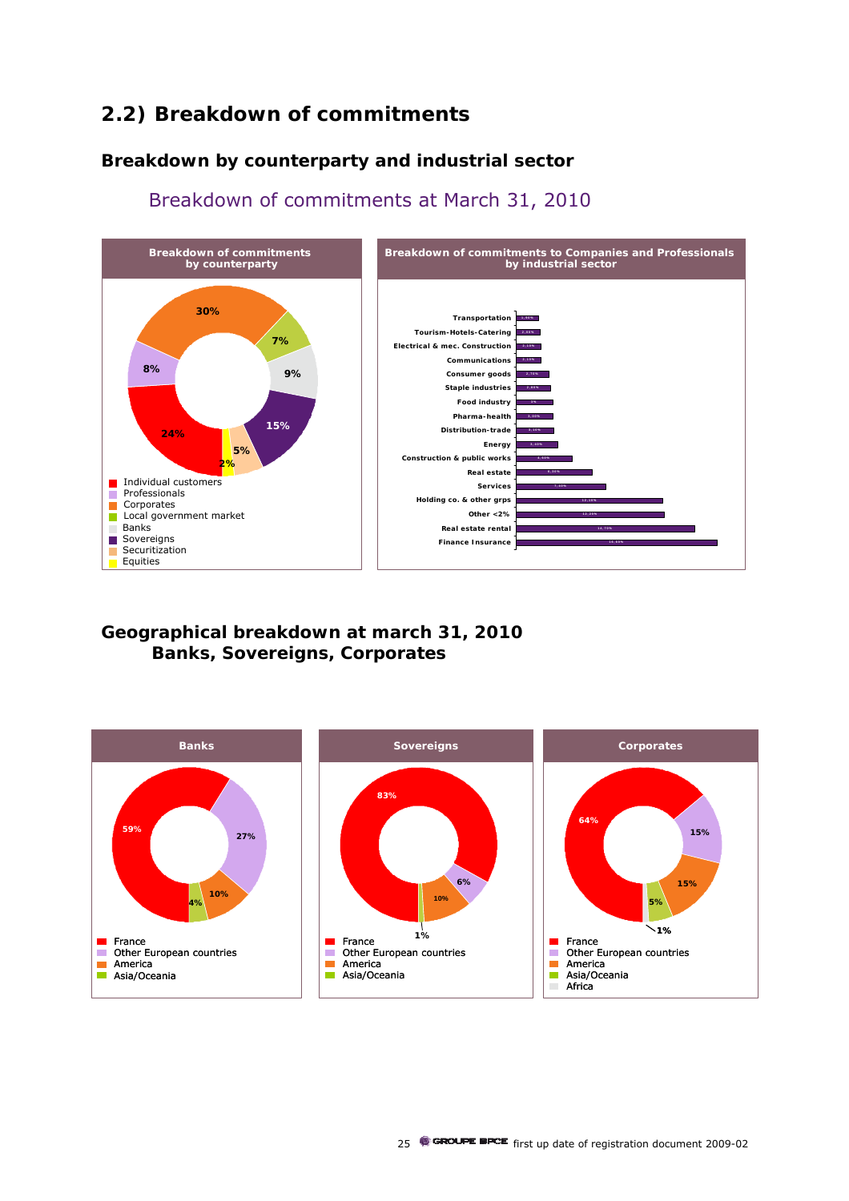## 2.2) Breakdown of commitments

### Breakdown by counterparty and industrial sector

Breakdown of commitments at March 31, 2010

**Breakdown of commitments by counterparty**

| Counterparty | % |
|---|---|
| Individual customers | 24% |
| Professionals | 8% |
| Corporates | 30% |
| Local government market | 7% |
| Banks | 9% |
| Sovereigns | 15% |
| Securitization | 5% |
| Equities | 2% |

**Breakdown of commitments to Companies and Professionals by industrial sector**

- Transportation
- Tourism-Hotels-Catering
- Electrical & mec. Construction
- Communications
- Consumer goods
- Staple industries
- Food industry
- Pharma-health
- Distribution-trade
- Energy
- Construction & public works
- Real estate
- Services
- Holding co. & other grps
- Other <2%
- Real estate rental
- Finance Insurance

### Geographical breakdown at march 31, 2010 Banks, Sovereigns, Corporates

**Banks**

| Region | % |
|---|---|
| France | 59% |
| Other European countries | 27% |
| America | 10% |
| Asia/Oceania | 4% |

**Sovereigns**

| Region | % |
|---|---|
| France | 83% |
| Other European countries | 6% |
| America | 10% |
| Asia/Oceania | 1% |

**Corporates**

| Region | % |
|---|---|
| France | 64% |
| Other European countries | 15% |
| America | 15% |
| Asia/Oceania | 5% |
| Africa | 1% |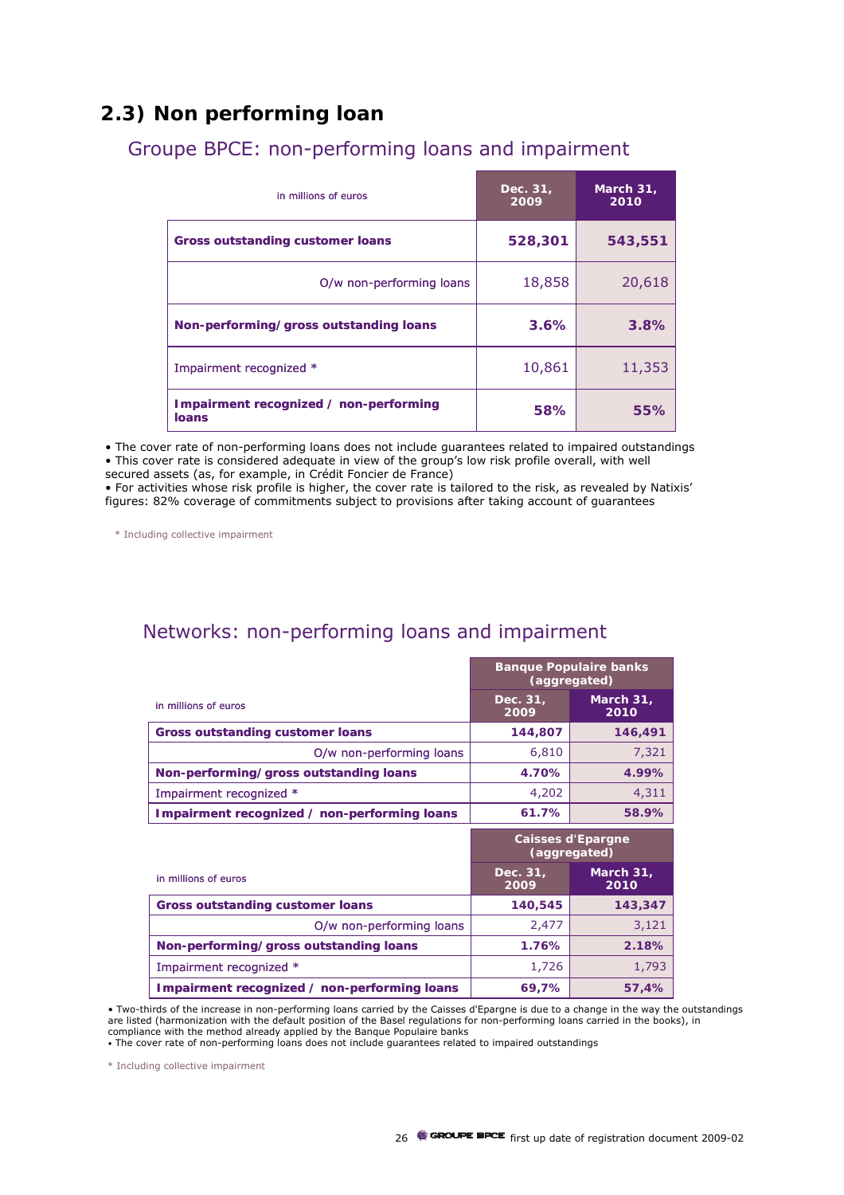## 2.3) Non performing loan

### Groupe BPCE: non-performing loans and impairment

| in millions of euros | Dec. 31, 2009 | March 31, 2010 |
|---|---|---|
| **Gross outstanding customer loans** | **528,301** | **543,551** |
| O/w non-performing loans | 18,858 | 20,618 |
| **Non-performing/ gross outstanding loans** | **3.6%** | **3.8%** |
| Impairment recognized * | 10,861 | 11,353 |
| **Impairment recognized / non-performing loans** | **58%** | **55%** |

- The cover rate of non-performing loans does not include guarantees related to impaired outstandings
- This cover rate is considered adequate in view of the group's low risk profile overall, with well secured assets (as, for example, in Crédit Foncier de France)
- For activities whose risk profile is higher, the cover rate is tailored to the risk, as revealed by Natixis' figures: 82% coverage of commitments subject to provisions after taking account of guarantees

\* Including collective impairment

### Networks: non-performing loans and impairment

| in millions of euros | Banque Populaire banks (aggregated) | |
|---|---|---|
| | Dec. 31, 2009 | March 31, 2010 |
| **Gross outstanding customer loans** | **144,807** | **146,491** |
| O/w non-performing loans | 6,810 | 7,321 |
| **Non-performing/ gross outstanding loans** | **4.70%** | **4.99%** |
| Impairment recognized * | 4,202 | 4,311 |
| **Impairment recognized / non-performing loans** | **61.7%** | **58.9%** |

| in millions of euros | Caisses d'Epargne (aggregated) | |
|---|---|---|
| | Dec. 31, 2009 | March 31, 2010 |
| **Gross outstanding customer loans** | **140,545** | **143,347** |
| O/w non-performing loans | 2,477 | 3,121 |
| **Non-performing/ gross outstanding loans** | **1.76%** | **2.18%** |
| Impairment recognized * | 1,726 | 1,793 |
| **Impairment recognized / non-performing loans** | **69,7%** | **57,4%** |

- Two-thirds of the increase in non-performing loans carried by the Caisses d'Epargne is due to a change in the way the outstandings are listed (harmonization with the default position of the Basel regulations for non-performing loans carried in the books), in compliance with the method already applied by the Banque Populaire banks
- The cover rate of non-performing loans does not include guarantees related to impaired outstandings

\* Including collective impairment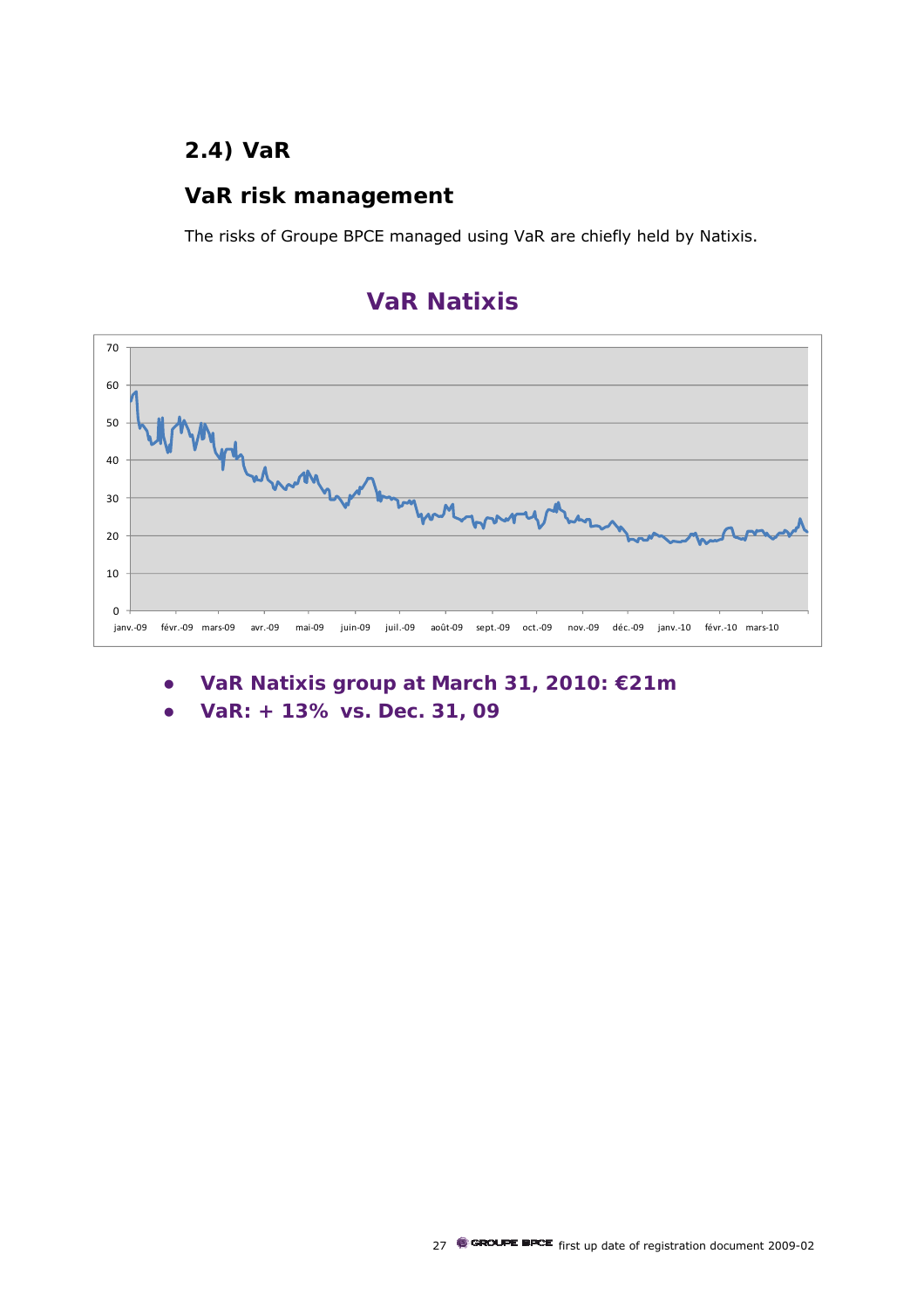## 2.4) VaR

### VaR risk management

The risks of Groupe BPCE managed using VaR are chiefly held by Natixis.

### VaR Natixis

- **VaR Natixis group at March 31, 2010: €21m**
- **VaR: + 13% vs. Dec. 31, 09**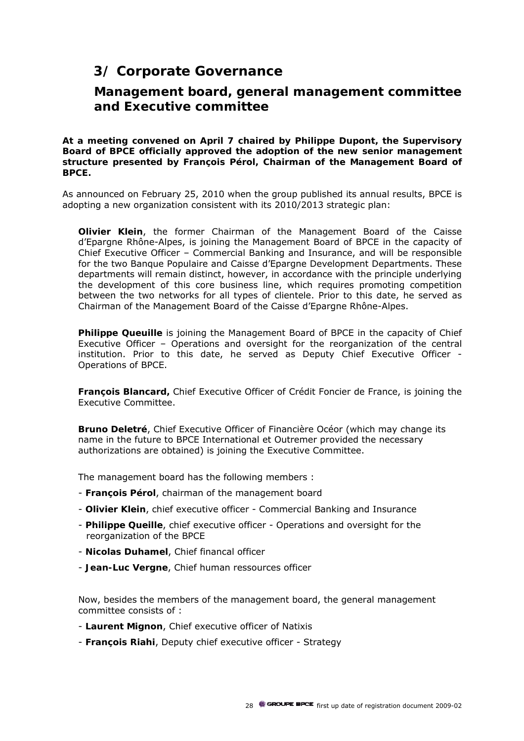# 3/ Corporate Governance

## Management board, general management committee and Executive committee

**At a meeting convened on April 7 chaired by Philippe Dupont, the Supervisory Board of BPCE officially approved the adoption of the new senior management structure presented by François Pérol, Chairman of the Management Board of BPCE.**

As announced on February 25, 2010 when the group published its annual results, BPCE is adopting a new organization consistent with its 2010/2013 strategic plan:

**Olivier Klein**, the former Chairman of the Management Board of the Caisse d'Epargne Rhône-Alpes, is joining the Management Board of BPCE in the capacity of Chief Executive Officer – Commercial Banking and Insurance, and will be responsible for the two Banque Populaire and Caisse d'Epargne Development Departments. These departments will remain distinct, however, in accordance with the principle underlying the development of this core business line, which requires promoting competition between the two networks for all types of clientele. Prior to this date, he served as Chairman of the Management Board of the Caisse d'Epargne Rhône-Alpes.

**Philippe Queuille** is joining the Management Board of BPCE in the capacity of Chief Executive Officer – Operations and oversight for the reorganization of the central institution. Prior to this date, he served as Deputy Chief Executive Officer - Operations of BPCE.

**François Blancard,** Chief Executive Officer of Crédit Foncier de France, is joining the Executive Committee.

**Bruno Deletré**, Chief Executive Officer of Financière Océor (which may change its name in the future to BPCE International et Outremer provided the necessary authorizations are obtained) is joining the Executive Committee.

The management board has the following members :

- **François Pérol**, chairman of the management board
- **Olivier Klein**, chief executive officer - Commercial Banking and Insurance
- **Philippe Queille**, chief executive officer - Operations and oversight for the reorganization of the BPCE
- **Nicolas Duhamel**, Chief financal officer
- **Jean-Luc Vergne**, Chief human ressources officer

Now, besides the members of the management board, the general management committee consists of :

- **Laurent Mignon**, Chief executive officer of Natixis
- **François Riahi**, Deputy chief executive officer - Strategy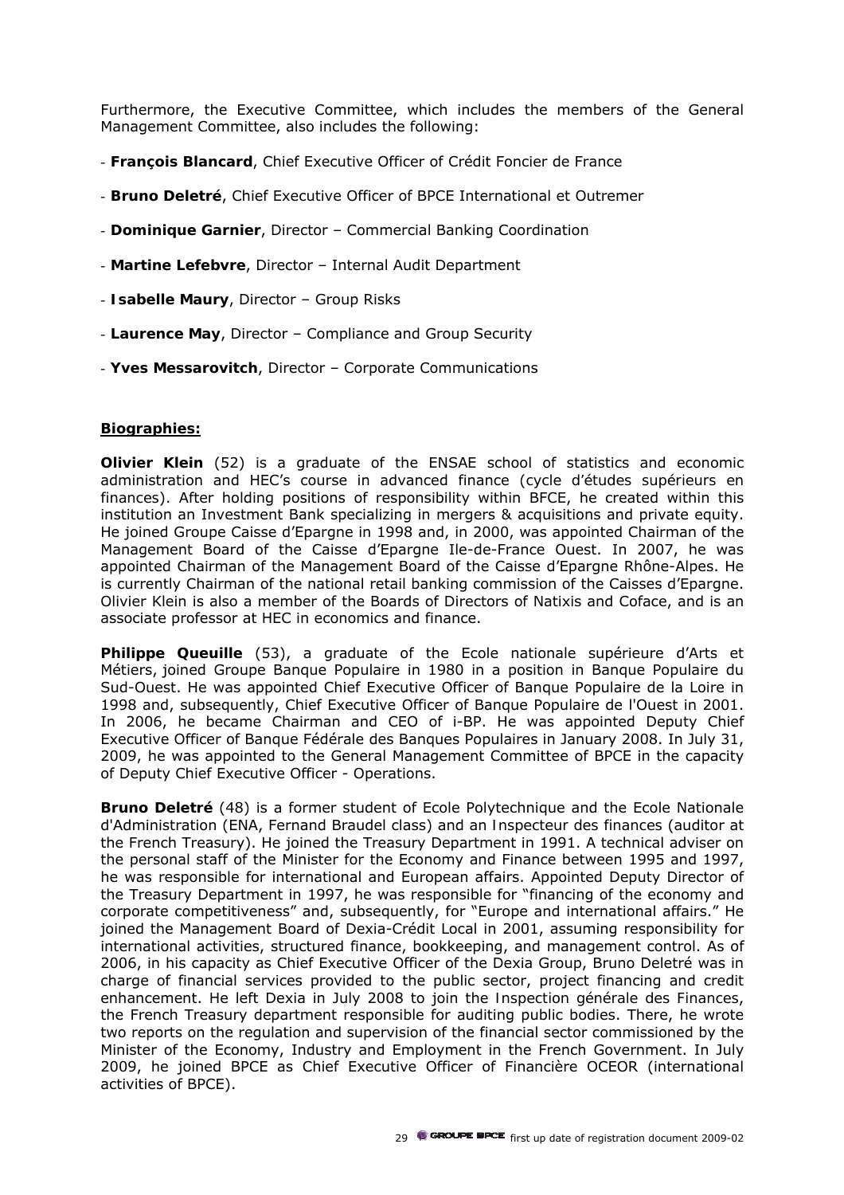Furthermore, the Executive Committee, which includes the members of the General Management Committee, also includes the following:

- **François Blancard**, Chief Executive Officer of Crédit Foncier de France
- **Bruno Deletré**, Chief Executive Officer of BPCE International et Outremer
- **Dominique Garnier**, Director – Commercial Banking Coordination
- **Martine Lefebvre**, Director – Internal Audit Department
- **Isabelle Maury**, Director – Group Risks
- **Laurence May**, Director – Compliance and Group Security
- **Yves Messarovitch**, Director – Corporate Communications

**Biographies:**

**Olivier Klein** (52) is a graduate of the ENSAE school of statistics and economic administration and HEC's course in advanced finance (cycle d'études supérieurs en finances). After holding positions of responsibility within BFCE, he created within this institution an Investment Bank specializing in mergers & acquisitions and private equity. He joined Groupe Caisse d'Epargne in 1998 and, in 2000, was appointed Chairman of the Management Board of the Caisse d'Epargne Ile-de-France Ouest. In 2007, he was appointed Chairman of the Management Board of the Caisse d'Epargne Rhône-Alpes. He is currently Chairman of the national retail banking commission of the Caisses d'Epargne. Olivier Klein is also a member of the Boards of Directors of Natixis and Coface, and is an associate professor at HEC in economics and finance.

**Philippe Queuille** (53), a graduate of the Ecole nationale supérieure d'Arts et Métiers, joined Groupe Banque Populaire in 1980 in a position in Banque Populaire du Sud-Ouest. He was appointed Chief Executive Officer of Banque Populaire de la Loire in 1998 and, subsequently, Chief Executive Officer of Banque Populaire de l'Ouest in 2001. In 2006, he became Chairman and CEO of i-BP. He was appointed Deputy Chief Executive Officer of Banque Fédérale des Banques Populaires in January 2008. In July 31, 2009, he was appointed to the General Management Committee of BPCE in the capacity of Deputy Chief Executive Officer - Operations.

**Bruno Deletré** (48) is a former student of Ecole Polytechnique and the Ecole Nationale d'Administration (ENA, Fernand Braudel class) and an Inspecteur des finances (auditor at the French Treasury). He joined the Treasury Department in 1991. A technical adviser on the personal staff of the Minister for the Economy and Finance between 1995 and 1997, he was responsible for international and European affairs. Appointed Deputy Director of the Treasury Department in 1997, he was responsible for "financing of the economy and corporate competitiveness" and, subsequently, for "Europe and international affairs." He joined the Management Board of Dexia-Crédit Local in 2001, assuming responsibility for international activities, structured finance, bookkeeping, and management control. As of 2006, in his capacity as Chief Executive Officer of the Dexia Group, Bruno Deletré was in charge of financial services provided to the public sector, project financing and credit enhancement. He left Dexia in July 2008 to join the Inspection générale des Finances, the French Treasury department responsible for auditing public bodies. There, he wrote two reports on the regulation and supervision of the financial sector commissioned by the Minister of the Economy, Industry and Employment in the French Government. In July 2009, he joined BPCE as Chief Executive Officer of Financière OCEOR (international activities of BPCE).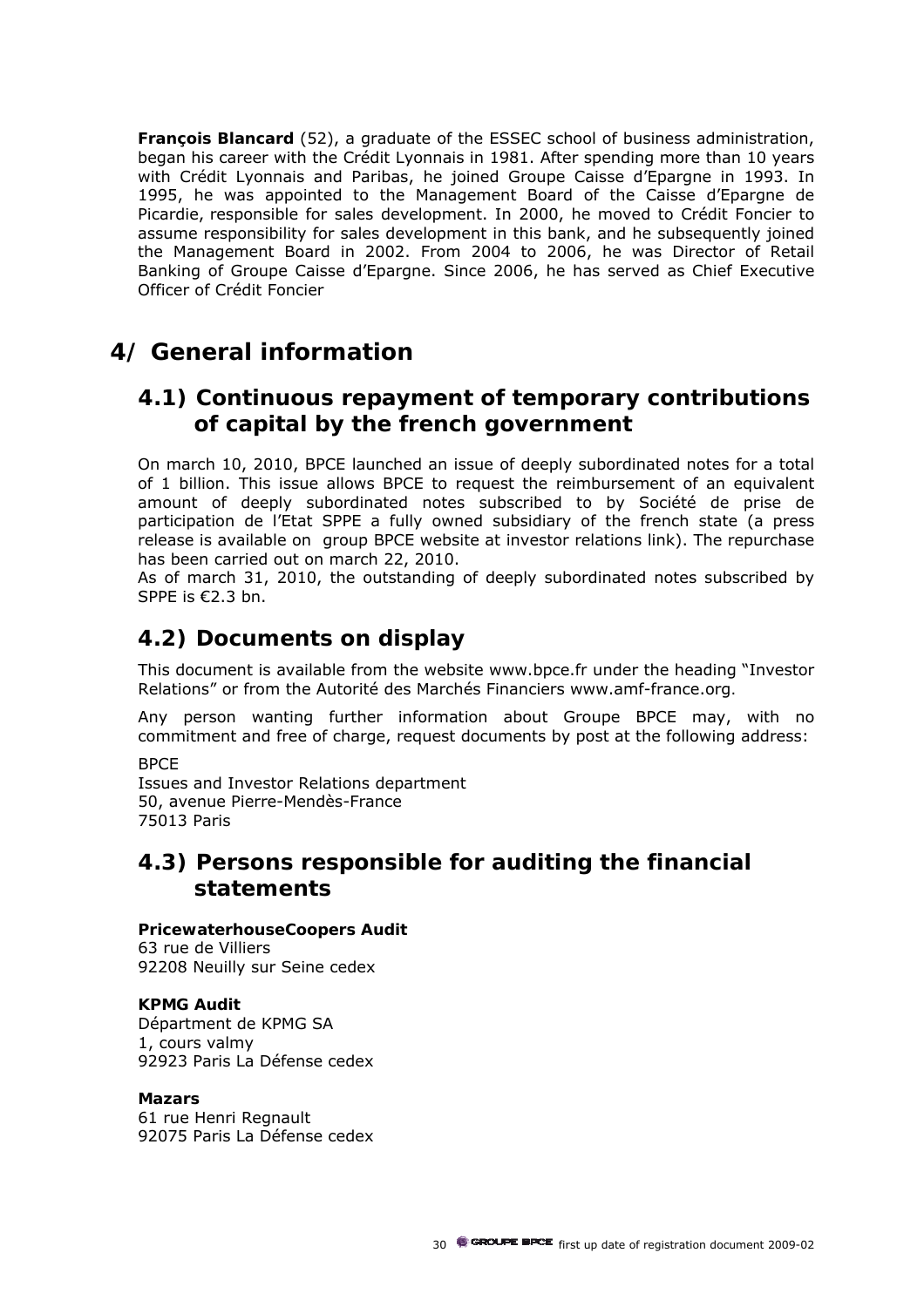**François Blancard** (52), a graduate of the ESSEC school of business administration, began his career with the Crédit Lyonnais in 1981. After spending more than 10 years with Crédit Lyonnais and Paribas, he joined Groupe Caisse d'Epargne in 1993. In 1995, he was appointed to the Management Board of the Caisse d'Epargne de Picardie, responsible for sales development. In 2000, he moved to Crédit Foncier to assume responsibility for sales development in this bank, and he subsequently joined the Management Board in 2002. From 2004 to 2006, he was Director of Retail Banking of Groupe Caisse d'Epargne. Since 2006, he has served as Chief Executive Officer of Crédit Foncier

# 4/ General information

## 4.1) Continuous repayment of temporary contributions of capital by the french government

On march 10, 2010, BPCE launched an issue of deeply subordinated notes for a total of 1 billion. This issue allows BPCE to request the reimbursement of an equivalent amount of deeply subordinated notes subscribed to by Société de prise de participation de l'Etat SPPE a fully owned subsidiary of the french state (a press release is available on group BPCE website at investor relations link). The repurchase has been carried out on march 22, 2010.

As of march 31, 2010, the outstanding of deeply subordinated notes subscribed by SPPE is €2.3 bn.

## 4.2) Documents on display

This document is available from the website www.bpce.fr under the heading "Investor Relations" or from the Autorité des Marchés Financiers www.amf-france.org.

Any person wanting further information about Groupe BPCE may, with no commitment and free of charge, request documents by post at the following address:

BPCE
Issues and Investor Relations department
50, avenue Pierre-Mendès-France
75013 Paris

## 4.3) Persons responsible for auditing the financial statements

**PricewaterhouseCoopers Audit**
63 rue de Villiers
92208 Neuilly sur Seine cedex

**KPMG Audit**
Départment de KPMG SA
1, cours valmy
92923 Paris La Défense cedex

**Mazars**
61 rue Henri Regnault
92075 Paris La Défense cedex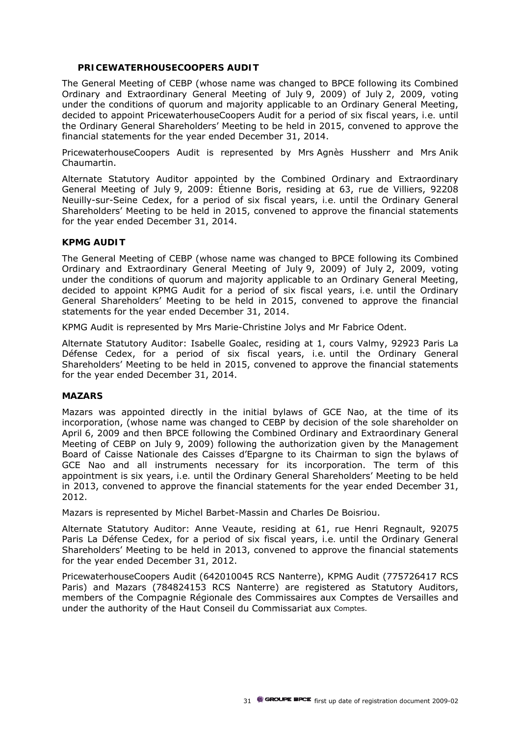### PRICEWATERHOUSECOOPERS AUDIT

The General Meeting of CEBP (whose name was changed to BPCE following its Combined Ordinary and Extraordinary General Meeting of July 9, 2009) of July 2, 2009, voting under the conditions of quorum and majority applicable to an Ordinary General Meeting, decided to appoint PricewaterhouseCoopers Audit for a period of six fiscal years, i.e. until the Ordinary General Shareholders' Meeting to be held in 2015, convened to approve the financial statements for the year ended December 31, 2014.

PricewaterhouseCoopers Audit is represented by Mrs Agnès Hussherr and Mrs Anik Chaumartin.

Alternate Statutory Auditor appointed by the Combined Ordinary and Extraordinary General Meeting of July 9, 2009: Étienne Boris, residing at 63, rue de Villiers, 92208 Neuilly-sur-Seine Cedex, for a period of six fiscal years, i.e. until the Ordinary General Shareholders' Meeting to be held in 2015, convened to approve the financial statements for the year ended December 31, 2014.

### KPMG AUDIT

The General Meeting of CEBP (whose name was changed to BPCE following its Combined Ordinary and Extraordinary General Meeting of July 9, 2009) of July 2, 2009, voting under the conditions of quorum and majority applicable to an Ordinary General Meeting, decided to appoint KPMG Audit for a period of six fiscal years, i.e. until the Ordinary General Shareholders' Meeting to be held in 2015, convened to approve the financial statements for the year ended December 31, 2014.

KPMG Audit is represented by Mrs Marie-Christine Jolys and Mr Fabrice Odent.

Alternate Statutory Auditor: Isabelle Goalec, residing at 1, cours Valmy, 92923 Paris La Défense Cedex, for a period of six fiscal years, i.e. until the Ordinary General Shareholders' Meeting to be held in 2015, convened to approve the financial statements for the year ended December 31, 2014.

### MAZARS

Mazars was appointed directly in the initial bylaws of GCE Nao, at the time of its incorporation, (whose name was changed to CEBP by decision of the sole shareholder on April 6, 2009 and then BPCE following the Combined Ordinary and Extraordinary General Meeting of CEBP on July 9, 2009) following the authorization given by the Management Board of Caisse Nationale des Caisses d'Epargne to its Chairman to sign the bylaws of GCE Nao and all instruments necessary for its incorporation. The term of this appointment is six years, i.e. until the Ordinary General Shareholders' Meeting to be held in 2013, convened to approve the financial statements for the year ended December 31, 2012.

Mazars is represented by Michel Barbet-Massin and Charles De Boisriou.

Alternate Statutory Auditor: Anne Veaute, residing at 61, rue Henri Regnault, 92075 Paris La Défense Cedex, for a period of six fiscal years, i.e. until the Ordinary General Shareholders' Meeting to be held in 2013, convened to approve the financial statements for the year ended December 31, 2012.

PricewaterhouseCoopers Audit (642010045 RCS Nanterre), KPMG Audit (775726417 RCS Paris) and Mazars (784824153 RCS Nanterre) are registered as Statutory Auditors, members of the Compagnie Régionale des Commissaires aux Comptes de Versailles and under the authority of the Haut Conseil du Commissariat aux Comptes.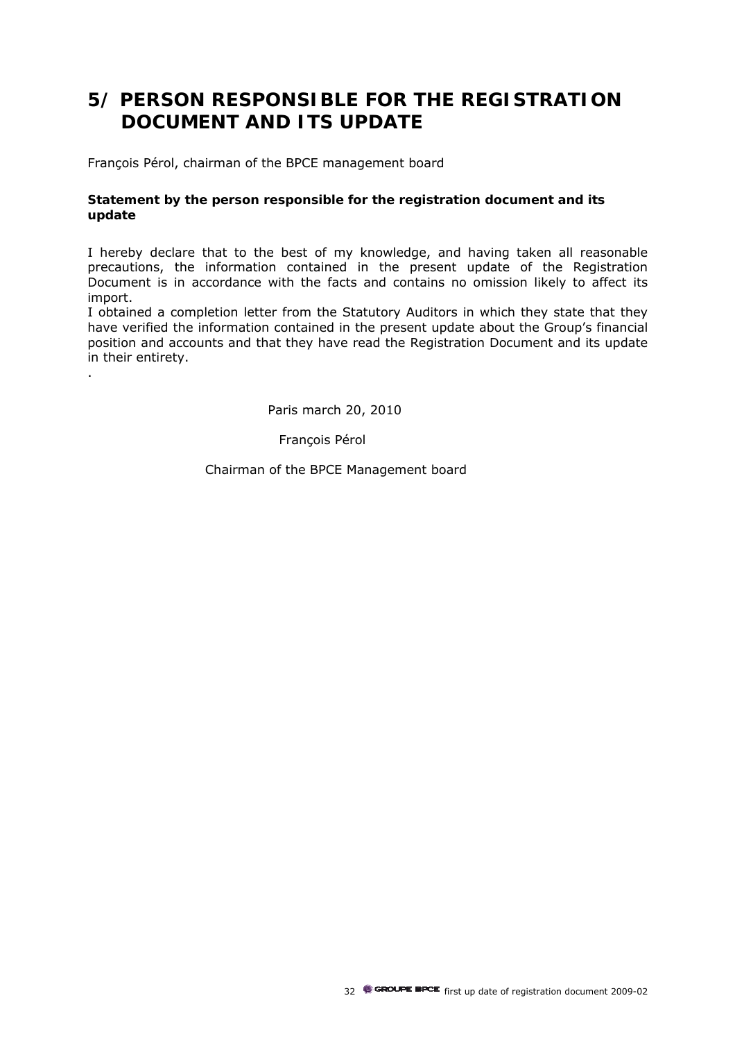# 5/ PERSON RESPONSIBLE FOR THE REGISTRATION DOCUMENT AND ITS UPDATE

François Pérol, chairman of the BPCE management board

**Statement by the person responsible for the registration document and its update**

I hereby declare that to the best of my knowledge, and having taken all reasonable precautions, the information contained in the present update of the Registration Document is in accordance with the facts and contains no omission likely to affect its import.

I obtained a completion letter from the Statutory Auditors in which they state that they have verified the information contained in the present update about the Group's financial position and accounts and that they have read the Registration Document and its update in their entirety.

.

Paris march 20, 2010

François Pérol

Chairman of the BPCE Management board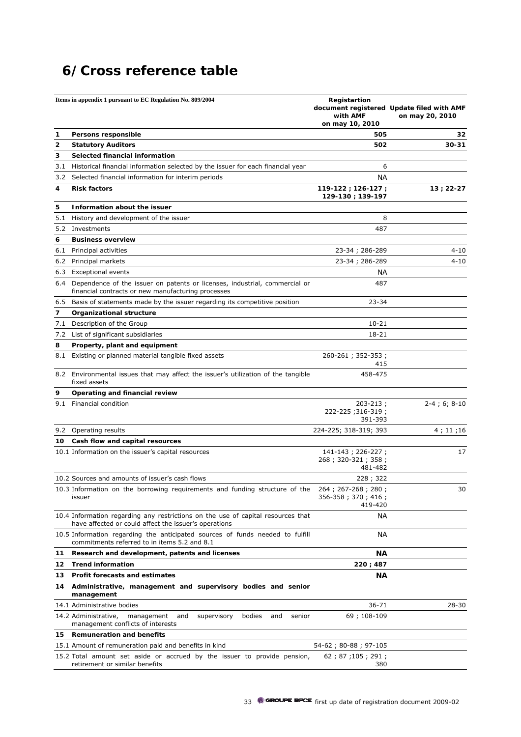# 6/ Cross reference table

| | Items in appendix 1 pursuant to EC Regulation No. 809/2004 | Registartion document registered with AMF on may 10, 2010 | Update filed with AMF on may 20, 2010 |
|---|---|---|---|
| **1** | **Persons responsible** | **505** | **32** |
| **2** | **Statutory Auditors** | **502** | **30-31** |
| **3** | **Selected financial information** | | |
| 3.1 | Historical financial information selected by the issuer for each financial year | 6 | |
| 3.2 | Selected financial information for interim periods | NA | |
| **4** | **Risk factors** | **119-122 ; 126-127 ; 129-130 ; 139-197** | **13 ; 22-27** |
| **5** | **Information about the issuer** | | |
| 5.1 | History and development of the issuer | 8 | |
| 5.2 | Investments | 487 | |
| **6** | **Business overview** | | |
| 6.1 | Principal activities | 23-34 ; 286-289 | 4-10 |
| 6.2 | Principal markets | 23-34 ; 286-289 | 4-10 |
| 6.3 | Exceptional events | NA | |
| 6.4 | Dependence of the issuer on patents or licenses, industrial, commercial or financial contracts or new manufacturing processes | 487 | |
| 6.5 | Basis of statements made by the issuer regarding its competitive position | 23-34 | |
| **7** | **Organizational structure** | | |
| 7.1 | Description of the Group | 10-21 | |
| 7.2 | List of significant subsidiaries | 18-21 | |
| **8** | **Property, plant and equipment** | | |
| 8.1 | Existing or planned material tangible fixed assets | 260-261 ; 352-353 ; 415 | |
| 8.2 | Environmental issues that may affect the issuer's utilization of the tangible fixed assets | 458-475 | |
| **9** | **Operating and financial review** | | |
| 9.1 | Financial condition | 203-213 ; 222-225 ;316-319 ; 391-393 | 2-4 ; 6; 8-10 |
| 9.2 | Operating results | 224-225; 318-319; 393 | 4 ; 11 ;16 |
| **10** | **Cash flow and capital resources** | | |
| 10.1 | Information on the issuer's capital resources | 141-143 ; 226-227 ; 268 ; 320-321 ; 358 ; 481-482 | 17 |
| 10.2 | Sources and amounts of issuer's cash flows | 228 ; 322 | |
| 10.3 | Information on the borrowing requirements and funding structure of the issuer | 264 ; 267-268 ; 280 ; 356-358 ; 370 ; 416 ; 419-420 | 30 |
| 10.4 | Information regarding any restrictions on the use of capital resources that have affected or could affect the issuer's operations | NA | |
| 10.5 | Information regarding the anticipated sources of funds needed to fulfill commitments referred to in items 5.2 and 8.1 | NA | |
| **11** | **Research and development, patents and licenses** | **NA** | |
| **12** | **Trend information** | **220 ; 487** | |
| **13** | **Profit forecasts and estimates** | **NA** | |
| **14** | **Administrative, management and supervisory bodies and senior management** | | |
| 14.1 | Administrative bodies | 36-71 | 28-30 |
| 14.2 | Administrative, management and supervisory bodies and senior management conflicts of interests | 69 ; 108-109 | |
| **15** | **Remuneration and benefits** | | |
| 15.1 | Amount of remuneration paid and benefits in kind | 54-62 ; 80-88 ; 97-105 | |
| 15.2 | Total amount set aside or accrued by the issuer to provide pension, retirement or similar benefits | 62 ; 87 ;105 ; 291 ; 380 | |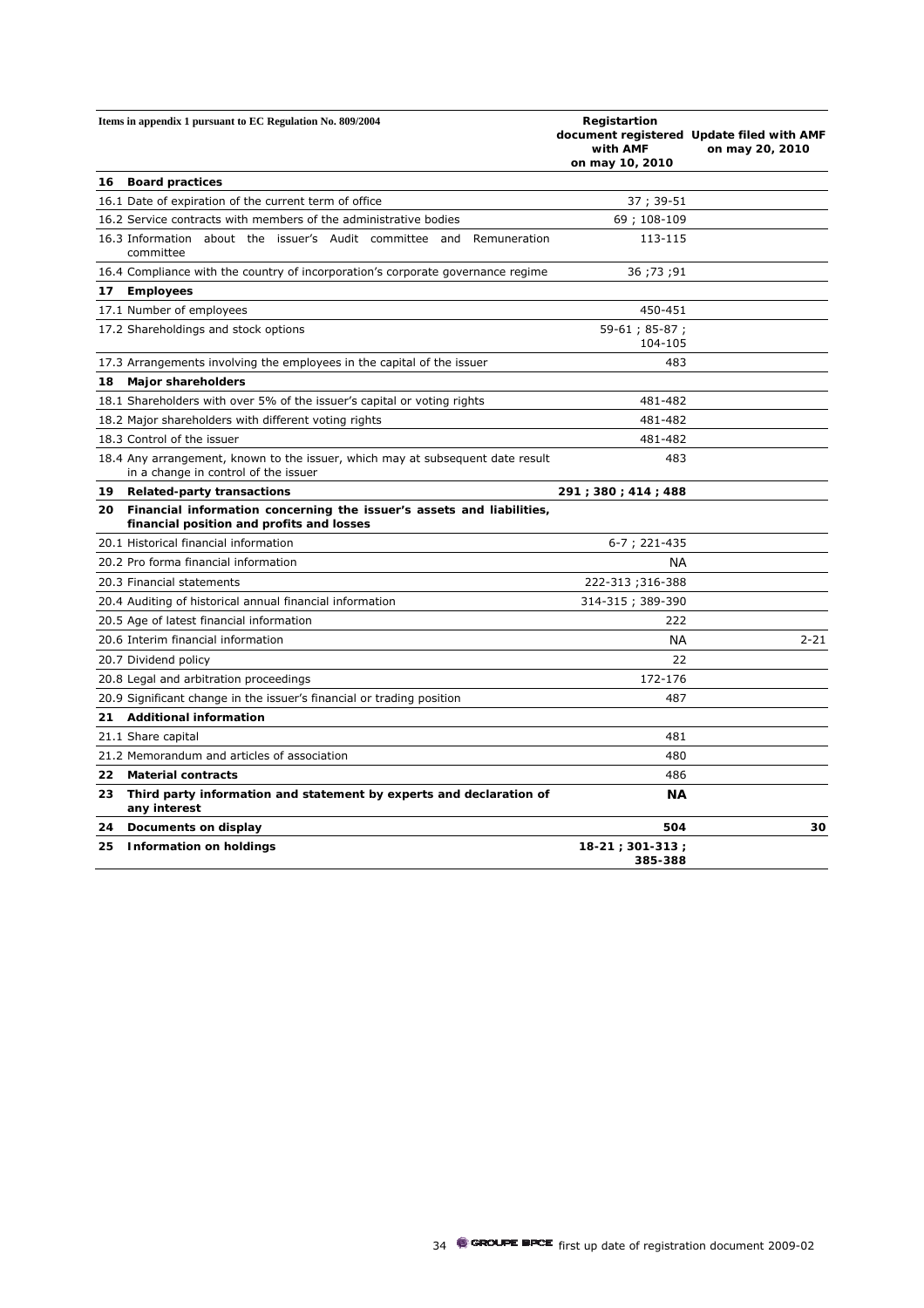| Items in appendix 1 pursuant to EC Regulation No. 809/2004 | | Registartion document registered with AMF on may 10, 2010 | Update filed with AMF on may 20, 2010 |
|---|---|---|---|
| **16** | **Board practices** | | |
| 16.1 | Date of expiration of the current term of office | 37 ; 39-51 | |
| 16.2 | Service contracts with members of the administrative bodies | 69 ; 108-109 | |
| 16.3 | Information about the issuer's Audit committee and Remuneration committee | 113-115 | |
| 16.4 | Compliance with the country of incorporation's corporate governance regime | 36 ;73 ;91 | |
| **17** | **Employees** | | |
| 17.1 | Number of employees | 450-451 | |
| 17.2 | Shareholdings and stock options | 59-61 ; 85-87 ; 104-105 | |
| 17.3 | Arrangements involving the employees in the capital of the issuer | 483 | |
| **18** | **Major shareholders** | | |
| 18.1 | Shareholders with over 5% of the issuer's capital or voting rights | 481-482 | |
| 18.2 | Major shareholders with different voting rights | 481-482 | |
| 18.3 | Control of the issuer | 481-482 | |
| 18.4 | Any arrangement, known to the issuer, which may at subsequent date result in a change in control of the issuer | 483 | |
| **19** | **Related-party transactions** | **291 ; 380 ; 414 ; 488** | |
| **20** | **Financial information concerning the issuer's assets and liabilities, financial position and profits and losses** | | |
| 20.1 | Historical financial information | 6-7 ; 221-435 | |
| 20.2 | Pro forma financial information | NA | |
| 20.3 | Financial statements | 222-313 ;316-388 | |
| 20.4 | Auditing of historical annual financial information | 314-315 ; 389-390 | |
| 20.5 | Age of latest financial information | 222 | |
| 20.6 | Interim financial information | NA | 2-21 |
| 20.7 | Dividend policy | 22 | |
| 20.8 | Legal and arbitration proceedings | 172-176 | |
| 20.9 | Significant change in the issuer's financial or trading position | 487 | |
| **21** | **Additional information** | | |
| 21.1 | Share capital | 481 | |
| 21.2 | Memorandum and articles of association | 480 | |
| **22** | **Material contracts** | 486 | |
| **23** | **Third party information and statement by experts and declaration of any interest** | **NA** | |
| **24** | **Documents on display** | **504** | **30** |
| **25** | **Information on holdings** | **18-21 ; 301-313 ; 385-388** | |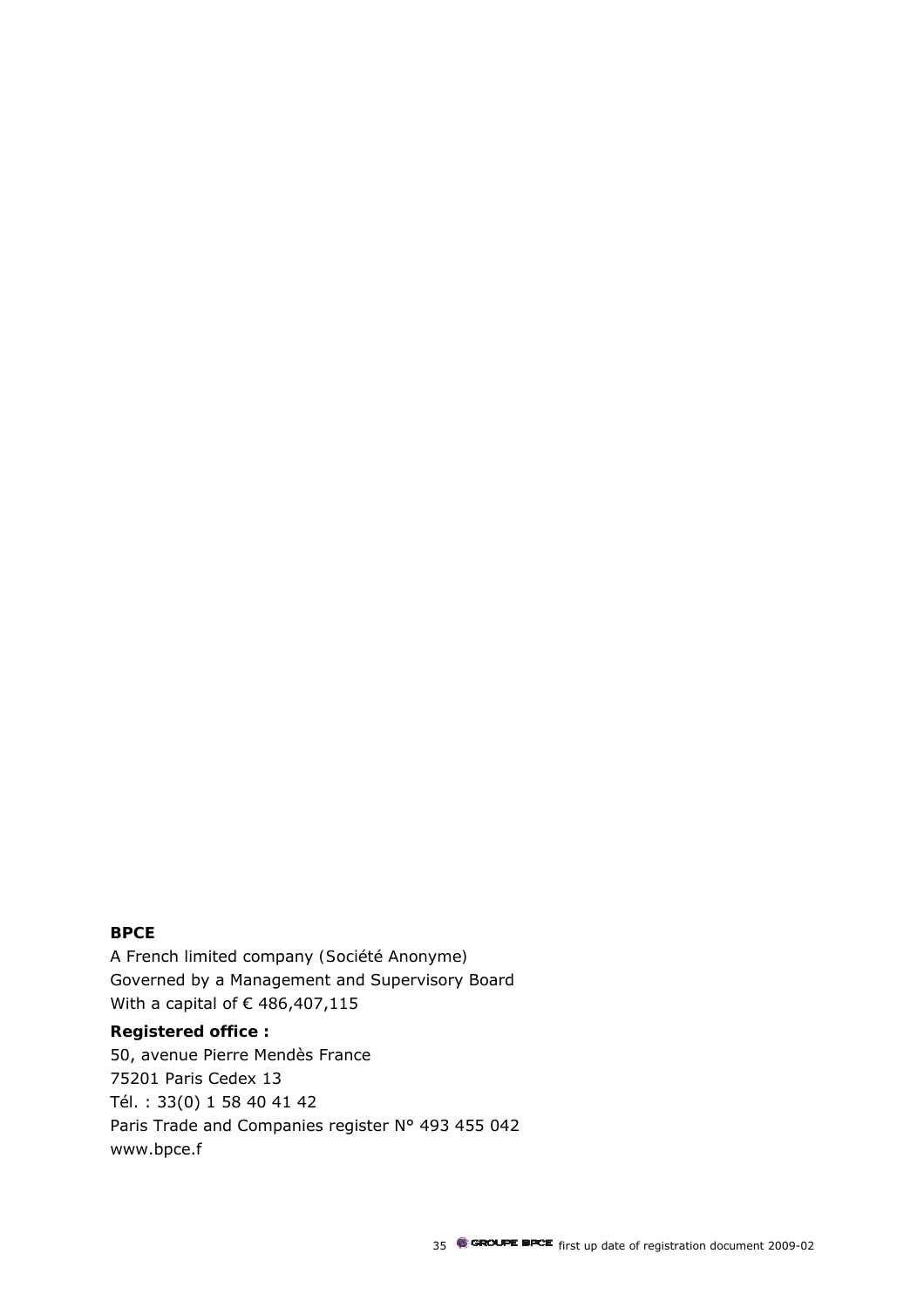**BPCE**

A French limited company (Société Anonyme)
Governed by a Management and Supervisory Board
With a capital of € 486,407,115

**Registered office :**

50, avenue Pierre Mendès France
75201 Paris Cedex 13
Tél. : 33(0) 1 58 40 41 42
Paris Trade and Companies register N° 493 455 042
www.bpce.f